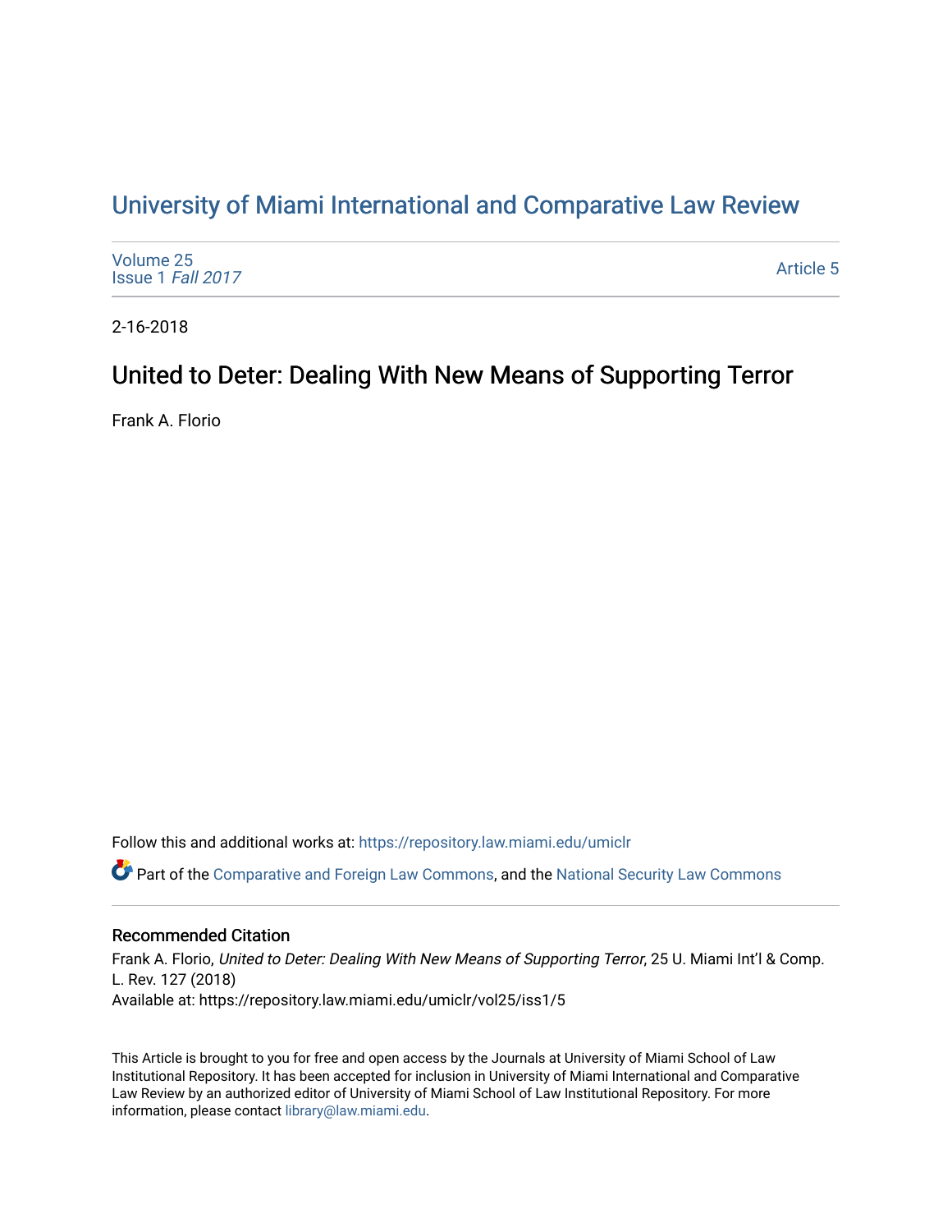# University of Miami International and Comparative Law Review

Volume 25
Issue 1 *Fall 2017*

Article 5

2-16-2018

## United to Deter: Dealing With New Means of Supporting Terror

Frank A. Florio

Follow this and additional works at: https://repository.law.miami.edu/umiclr

Part of the Comparative and Foreign Law Commons, and the National Security Law Commons

### Recommended Citation

Frank A. Florio, *United to Deter: Dealing With New Means of Supporting Terror*, 25 U. Miami Int'l & Comp. L. Rev. 127 (2018)
Available at: https://repository.law.miami.edu/umiclr/vol25/iss1/5

This Article is brought to you for free and open access by the Journals at University of Miami School of Law Institutional Repository. It has been accepted for inclusion in University of Miami International and Comparative Law Review by an authorized editor of University of Miami School of Law Institutional Repository. For more information, please contact library@law.miami.edu.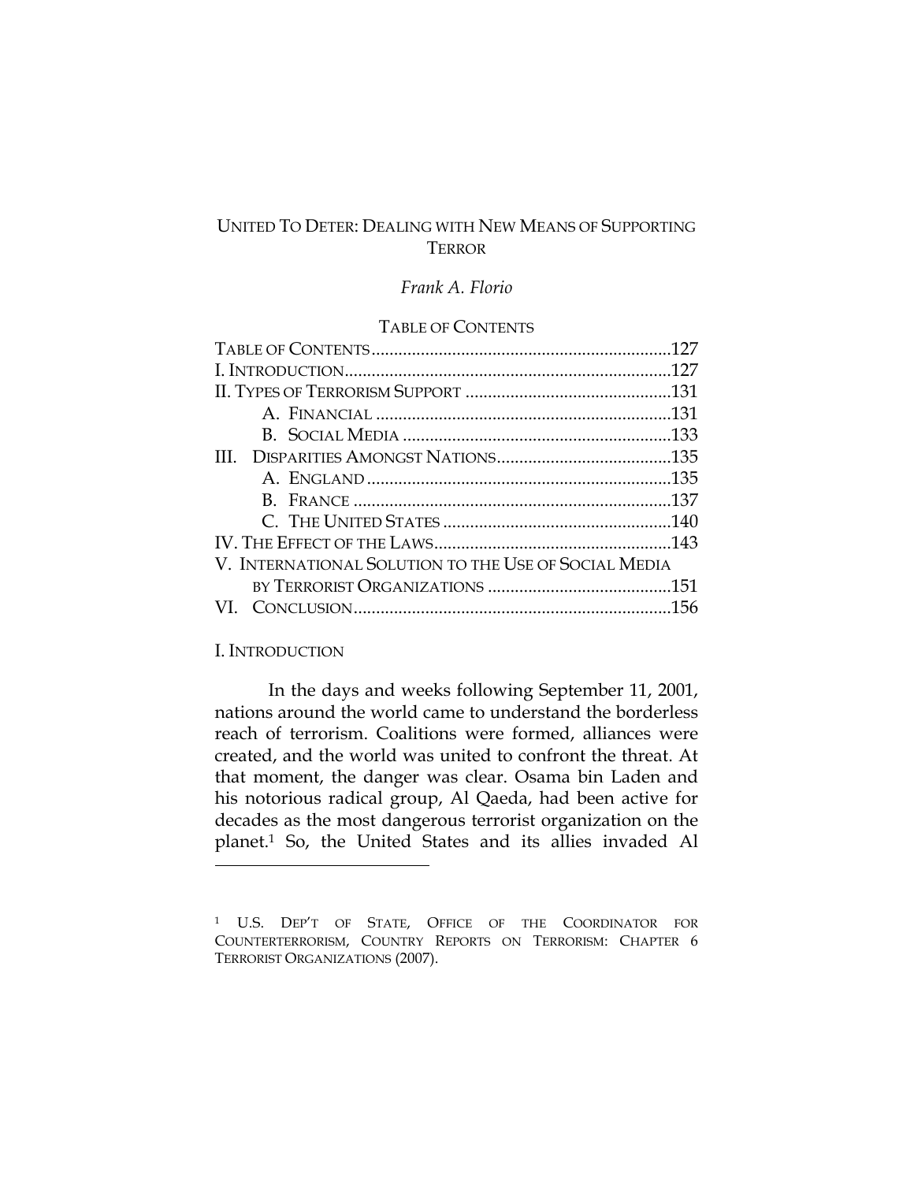# UNITED TO DETER: DEALING WITH NEW MEANS OF SUPPORTING TERROR

*Frank A. Florio*

TABLE OF CONTENTS

| | |
|---|---|
| TABLE OF CONTENTS | 127 |
| I. INTRODUCTION | 127 |
| II. TYPES OF TERRORISM SUPPORT | 131 |
| A. FINANCIAL | 131 |
| B. SOCIAL MEDIA | 133 |
| III. DISPARITIES AMONGST NATIONS | 135 |
| A. ENGLAND | 135 |
| B. FRANCE | 137 |
| C. THE UNITED STATES | 140 |
| IV. THE EFFECT OF THE LAWS | 143 |
| V. INTERNATIONAL SOLUTION TO THE USE OF SOCIAL MEDIA BY TERRORIST ORGANIZATIONS | 151 |
| VI. CONCLUSION | 156 |

## I. INTRODUCTION

In the days and weeks following September 11, 2001, nations around the world came to understand the borderless reach of terrorism. Coalitions were formed, alliances were created, and the world was united to confront the threat. At that moment, the danger was clear. Osama bin Laden and his notorious radical group, Al Qaeda, had been active for decades as the most dangerous terrorist organization on the planet.[1] So, the United States and its allies invaded Al

[1] U.S. DEP'T OF STATE, OFFICE OF THE COORDINATOR FOR COUNTERTERRORISM, COUNTRY REPORTS ON TERRORISM: CHAPTER 6 TERRORIST ORGANIZATIONS (2007).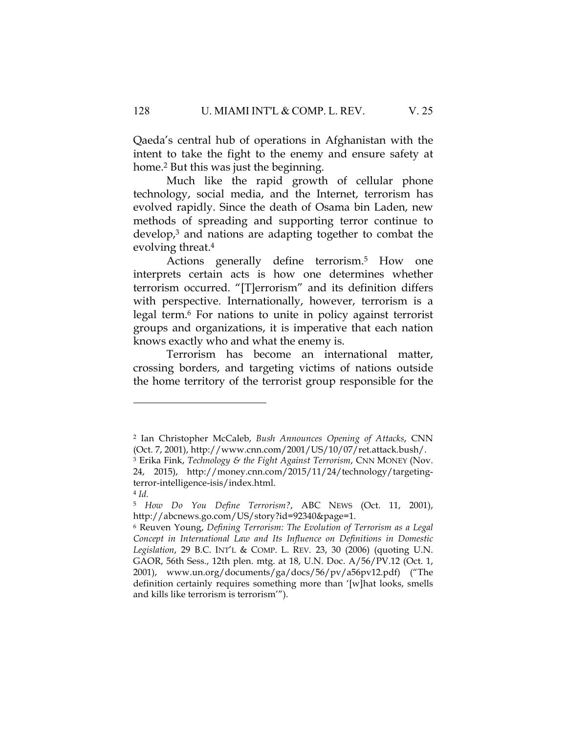Qaeda's central hub of operations in Afghanistan with the intent to take the fight to the enemy and ensure safety at home.[2] But this was just the beginning.

Much like the rapid growth of cellular phone technology, social media, and the Internet, terrorism has evolved rapidly. Since the death of Osama bin Laden, new methods of spreading and supporting terror continue to develop,[3] and nations are adapting together to combat the evolving threat.[4]

Actions generally define terrorism.[5] How one interprets certain acts is how one determines whether terrorism occurred. "[T]errorism" and its definition differs with perspective. Internationally, however, terrorism is a legal term.[6] For nations to unite in policy against terrorist groups and organizations, it is imperative that each nation knows exactly who and what the enemy is.

Terrorism has become an international matter, crossing borders, and targeting victims of nations outside the home territory of the terrorist group responsible for the

---

[2] Ian Christopher McCaleb, *Bush Announces Opening of Attacks*, CNN (Oct. 7, 2001), http://www.cnn.com/2001/US/10/07/ret.attack.bush/.

[3] Erika Fink, *Technology & the Fight Against Terrorism*, CNN MONEY (Nov. 24, 2015), http://money.cnn.com/2015/11/24/technology/targeting-terror-intelligence-isis/index.html.

[4] *Id.*

[5] *How Do You Define Terrorism?*, ABC NEWS (Oct. 11, 2001), http://abcnews.go.com/US/story?id=92340&page=1.

[6] Reuven Young, *Defining Terrorism: The Evolution of Terrorism as a Legal Concept in International Law and Its Influence on Definitions in Domestic Legislation*, 29 B.C. INT'L & COMP. L. REV. 23, 30 (2006) (quoting U.N. GAOR, 56th Sess., 12th plen. mtg. at 18, U.N. Doc. A/56/PV.12 (Oct. 1, 2001), www.un.org/documents/ga/docs/56/pv/a56pv12.pdf) ("The definition certainly requires something more than '[w]hat looks, smells and kills like terrorism is terrorism'").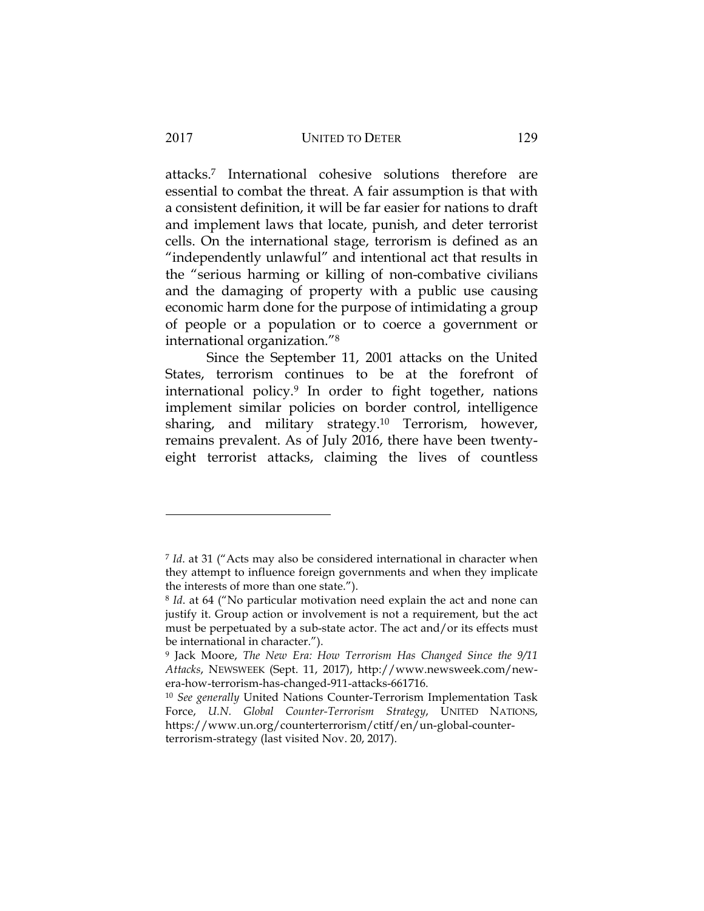attacks.[7] International cohesive solutions therefore are essential to combat the threat. A fair assumption is that with a consistent definition, it will be far easier for nations to draft and implement laws that locate, punish, and deter terrorist cells. On the international stage, terrorism is defined as an "independently unlawful" and intentional act that results in the "serious harming or killing of non-combative civilians and the damaging of property with a public use causing economic harm done for the purpose of intimidating a group of people or a population or to coerce a government or international organization."[8]

Since the September 11, 2001 attacks on the United States, terrorism continues to be at the forefront of international policy.[9] In order to fight together, nations implement similar policies on border control, intelligence sharing, and military strategy.[10] Terrorism, however, remains prevalent. As of July 2016, there have been twenty-eight terrorist attacks, claiming the lives of countless

---

[7] *Id*. at 31 ("Acts may also be considered international in character when they attempt to influence foreign governments and when they implicate the interests of more than one state.").

[8] *Id*. at 64 ("No particular motivation need explain the act and none can justify it. Group action or involvement is not a requirement, but the act must be perpetuated by a sub-state actor. The act and/or its effects must be international in character.").

[9] Jack Moore, *The New Era: How Terrorism Has Changed Since the 9/11 Attacks*, NEWSWEEK (Sept. 11, 2017), http://www.newsweek.com/new-era-how-terrorism-has-changed-911-attacks-661716.

[10] *See generally* United Nations Counter-Terrorism Implementation Task Force, *U.N. Global Counter-Terrorism Strategy*, UNITED NATIONS, https://www.un.org/counterterrorism/ctitf/en/un-global-counter-terrorism-strategy (last visited Nov. 20, 2017).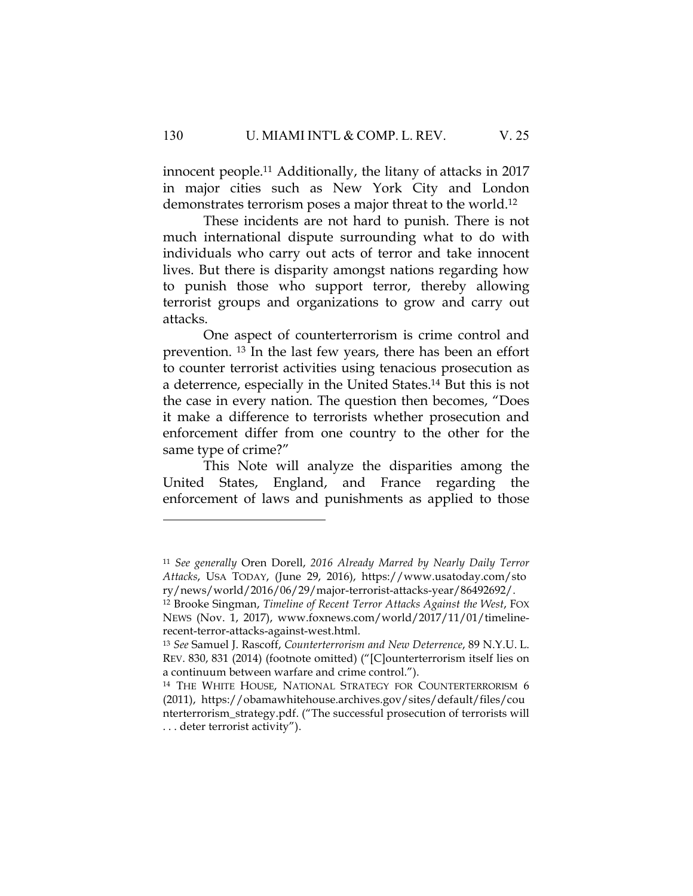innocent people.[11] Additionally, the litany of attacks in 2017 in major cities such as New York City and London demonstrates terrorism poses a major threat to the world.[12]

These incidents are not hard to punish. There is not much international dispute surrounding what to do with individuals who carry out acts of terror and take innocent lives. But there is disparity amongst nations regarding how to punish those who support terror, thereby allowing terrorist groups and organizations to grow and carry out attacks.

One aspect of counterterrorism is crime control and prevention. [13] In the last few years, there has been an effort to counter terrorist activities using tenacious prosecution as a deterrence, especially in the United States.[14] But this is not the case in every nation. The question then becomes, "Does it make a difference to terrorists whether prosecution and enforcement differ from one country to the other for the same type of crime?"

This Note will analyze the disparities among the United States, England, and France regarding the enforcement of laws and punishments as applied to those

---

[11] *See generally* Oren Dorell, *2016 Already Marred by Nearly Daily Terror Attacks*, USA TODAY, (June 29, 2016), https://www.usatoday.com/story/news/world/2016/06/29/major-terrorist-attacks-year/86492692/.

[12] Brooke Singman, *Timeline of Recent Terror Attacks Against the West*, FOX NEWS (Nov. 1, 2017), www.foxnews.com/world/2017/11/01/timeline-recent-terror-attacks-against-west.html.

[13] *See* Samuel J. Rascoff, *Counterterrorism and New Deterrence*, 89 N.Y.U. L. REV. 830, 831 (2014) (footnote omitted) ("[C]ounterterrorism itself lies on a continuum between warfare and crime control.").

[14] THE WHITE HOUSE, NATIONAL STRATEGY FOR COUNTERTERRORISM 6 (2011), https://obamawhitehouse.archives.gov/sites/default/files/counterterrorism_strategy.pdf. ("The successful prosecution of terrorists will . . . deter terrorist activity").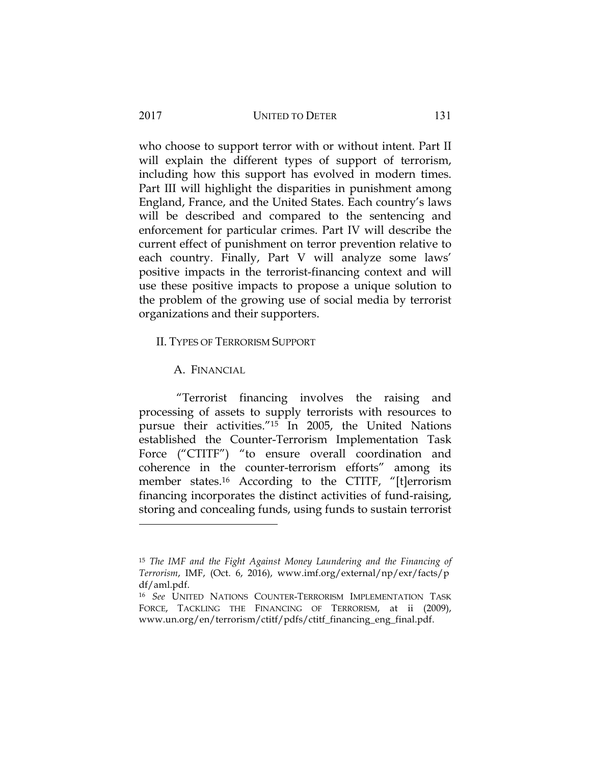who choose to support terror with or without intent. Part II will explain the different types of support of terrorism, including how this support has evolved in modern times. Part III will highlight the disparities in punishment among England, France, and the United States. Each country's laws will be described and compared to the sentencing and enforcement for particular crimes. Part IV will describe the current effect of punishment on terror prevention relative to each country. Finally, Part V will analyze some laws' positive impacts in the terrorist-financing context and will use these positive impacts to propose a unique solution to the problem of the growing use of social media by terrorist organizations and their supporters.

## II. TYPES OF TERRORISM SUPPORT

### A. FINANCIAL

"Terrorist financing involves the raising and processing of assets to supply terrorists with resources to pursue their activities."[15] In 2005, the United Nations established the Counter-Terrorism Implementation Task Force ("CTITF") "to ensure overall coordination and coherence in the counter-terrorism efforts" among its member states.[16] According to the CTITF, "[t]errorism financing incorporates the distinct activities of fund-raising, storing and concealing funds, using funds to sustain terrorist

---

[15] *The IMF and the Fight Against Money Laundering and the Financing of Terrorism*, IMF, (Oct. 6, 2016), www.imf.org/external/np/exr/facts/pdf/aml.pdf.

[16] *See* UNITED NATIONS COUNTER-TERRORISM IMPLEMENTATION TASK FORCE, TACKLING THE FINANCING OF TERRORISM, at ii (2009), www.un.org/en/terrorism/ctitf/pdfs/ctitf_financing_eng_final.pdf.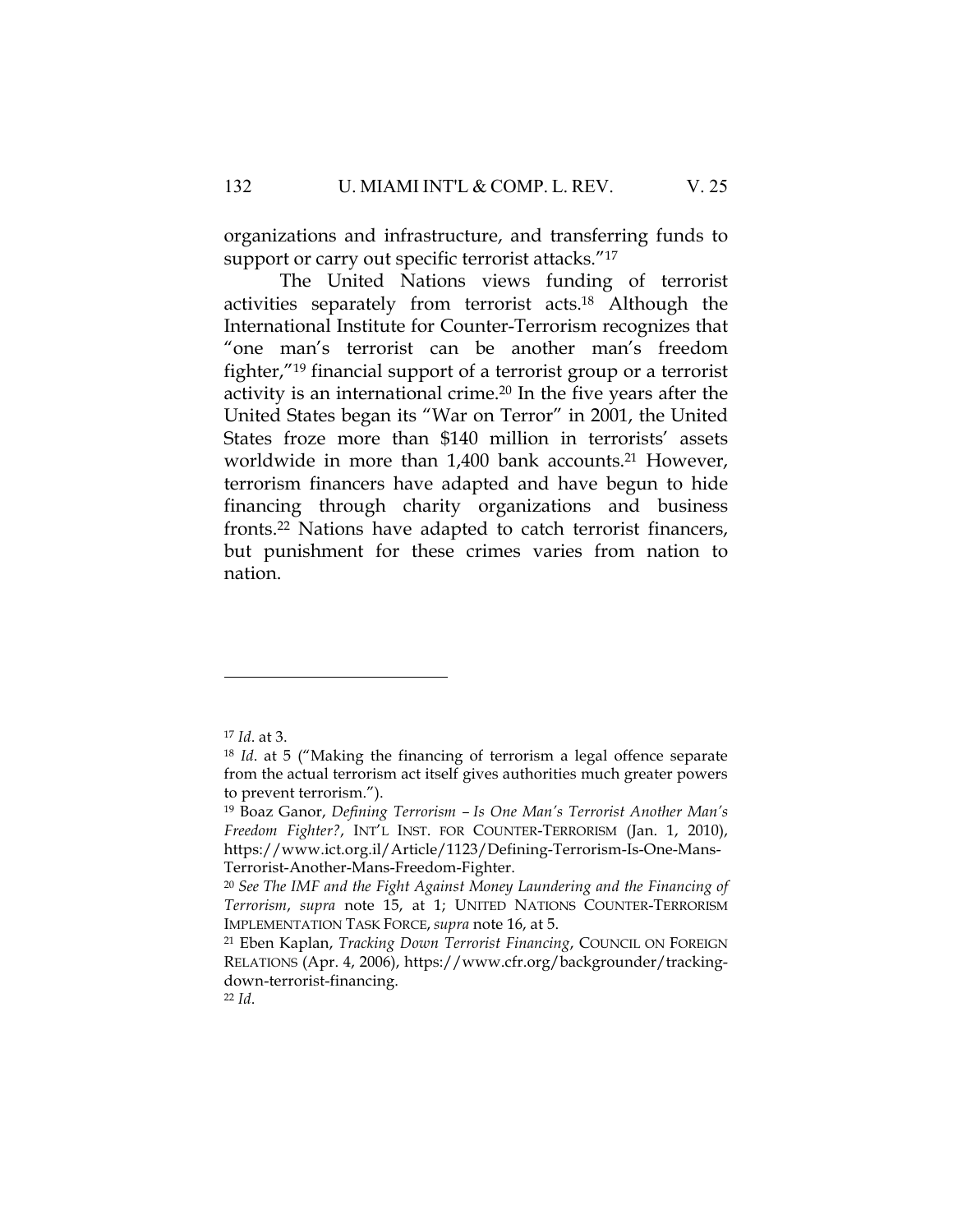organizations and infrastructure, and transferring funds to support or carry out specific terrorist attacks."[17]

The United Nations views funding of terrorist activities separately from terrorist acts.[18] Although the International Institute for Counter-Terrorism recognizes that "one man's terrorist can be another man's freedom fighter,"[19] financial support of a terrorist group or a terrorist activity is an international crime.[20] In the five years after the United States began its "War on Terror" in 2001, the United States froze more than $140 million in terrorists' assets worldwide in more than 1,400 bank accounts.[21] However, terrorism financers have adapted and have begun to hide financing through charity organizations and business fronts.[22] Nations have adapted to catch terrorist financers, but punishment for these crimes varies from nation to nation.

---

[17] *Id*. at 3.

[18] *Id*. at 5 ("Making the financing of terrorism a legal offence separate from the actual terrorism act itself gives authorities much greater powers to prevent terrorism.").

[19] Boaz Ganor, *Defining Terrorism – Is One Man's Terrorist Another Man's Freedom Fighter?*, INT'L INST. FOR COUNTER-TERRORISM (Jan. 1, 2010), https://www.ict.org.il/Article/1123/Defining-Terrorism-Is-One-Mans-Terrorist-Another-Mans-Freedom-Fighter.

[20] *See The IMF and the Fight Against Money Laundering and the Financing of Terrorism*, *supra* note 15, at 1; UNITED NATIONS COUNTER-TERRORISM IMPLEMENTATION TASK FORCE, *supra* note 16, at 5.

[21] Eben Kaplan, *Tracking Down Terrorist Financing*, COUNCIL ON FOREIGN RELATIONS (Apr. 4, 2006), https://www.cfr.org/backgrounder/tracking-down-terrorist-financing.

[22] *Id*.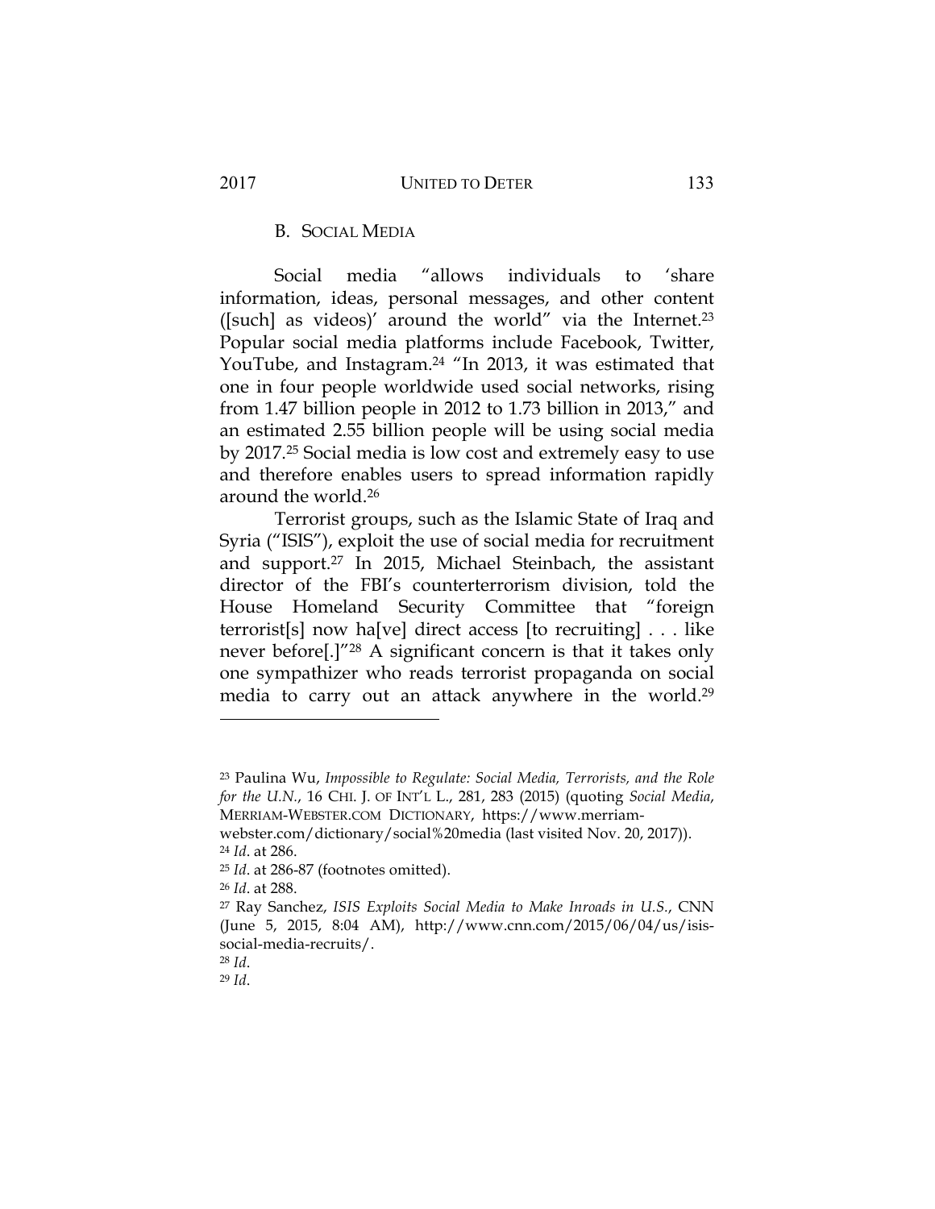## B. Social Media

Social media "allows individuals to 'share information, ideas, personal messages, and other content ([such] as videos)' around the world" via the Internet.[23] Popular social media platforms include Facebook, Twitter, YouTube, and Instagram.[24] "In 2013, it was estimated that one in four people worldwide used social networks, rising from 1.47 billion people in 2012 to 1.73 billion in 2013," and an estimated 2.55 billion people will be using social media by 2017.[25] Social media is low cost and extremely easy to use and therefore enables users to spread information rapidly around the world.[26]

Terrorist groups, such as the Islamic State of Iraq and Syria ("ISIS"), exploit the use of social media for recruitment and support.[27] In 2015, Michael Steinbach, the assistant director of the FBI's counterterrorism division, told the House Homeland Security Committee that "foreign terrorist[s] now ha[ve] direct access [to recruiting] . . . like never before[.]"[28] A significant concern is that it takes only one sympathizer who reads terrorist propaganda on social media to carry out an attack anywhere in the world.[29]

---

[23] Paulina Wu, *Impossible to Regulate: Social Media, Terrorists, and the Role for the U.N.*, 16 CHI. J. OF INT'L L., 281, 283 (2015) (quoting *Social Media*, MERRIAM-WEBSTER.COM DICTIONARY, https://www.merriam-webster.com/dictionary/social%20media (last visited Nov. 20, 2017)).

[24] *Id*. at 286.

[25] *Id*. at 286-87 (footnotes omitted).

[26] *Id*. at 288.

[27] Ray Sanchez, *ISIS Exploits Social Media to Make Inroads in U.S.*, CNN (June 5, 2015, 8:04 AM), http://www.cnn.com/2015/06/04/us/isis-social-media-recruits/.

[28] *Id*.

[29] *Id*.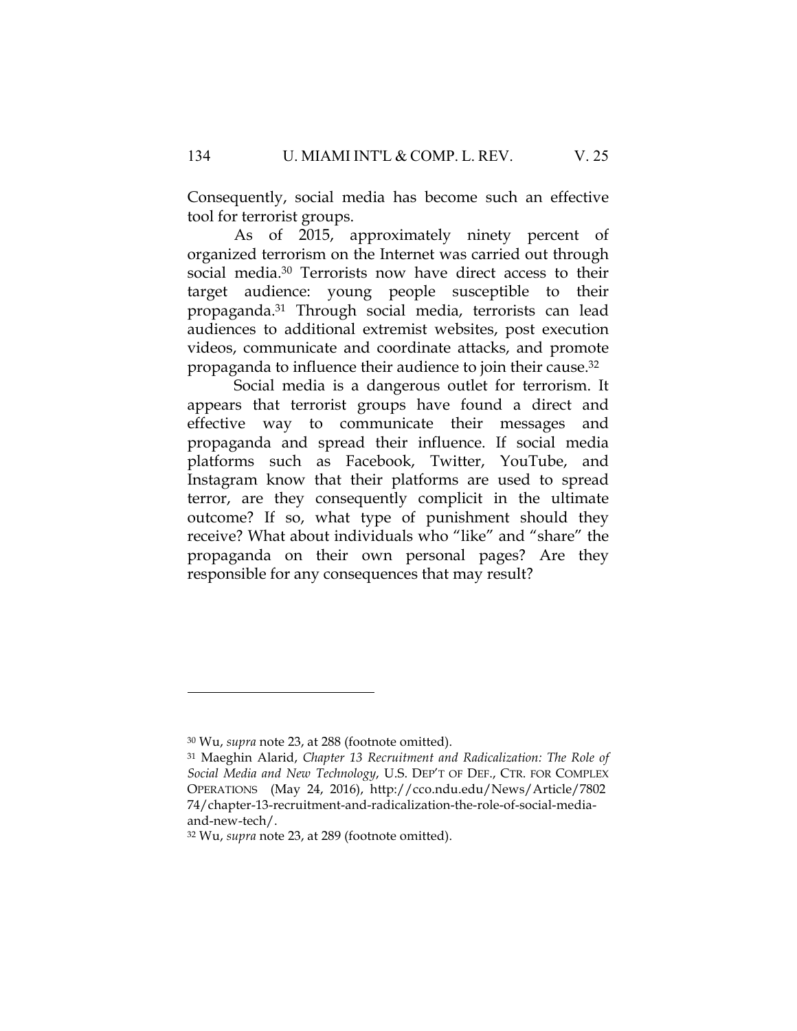Consequently, social media has become such an effective tool for terrorist groups.

As of 2015, approximately ninety percent of organized terrorism on the Internet was carried out through social media.[30] Terrorists now have direct access to their target audience: young people susceptible to their propaganda.[31] Through social media, terrorists can lead audiences to additional extremist websites, post execution videos, communicate and coordinate attacks, and promote propaganda to influence their audience to join their cause.[32]

Social media is a dangerous outlet for terrorism. It appears that terrorist groups have found a direct and effective way to communicate their messages and propaganda and spread their influence. If social media platforms such as Facebook, Twitter, YouTube, and Instagram know that their platforms are used to spread terror, are they consequently complicit in the ultimate outcome? If so, what type of punishment should they receive? What about individuals who "like" and "share" the propaganda on their own personal pages? Are they responsible for any consequences that may result?

---

[30] Wu, *supra* note 23, at 288 (footnote omitted).

[31] Maeghin Alarid, *Chapter 13 Recruitment and Radicalization: The Role of Social Media and New Technology*, U.S. DEP'T OF DEF., CTR. FOR COMPLEX OPERATIONS (May 24, 2016), http://cco.ndu.edu/News/Article/780274/chapter-13-recruitment-and-radicalization-the-role-of-social-media-and-new-tech/.

[32] Wu, *supra* note 23, at 289 (footnote omitted).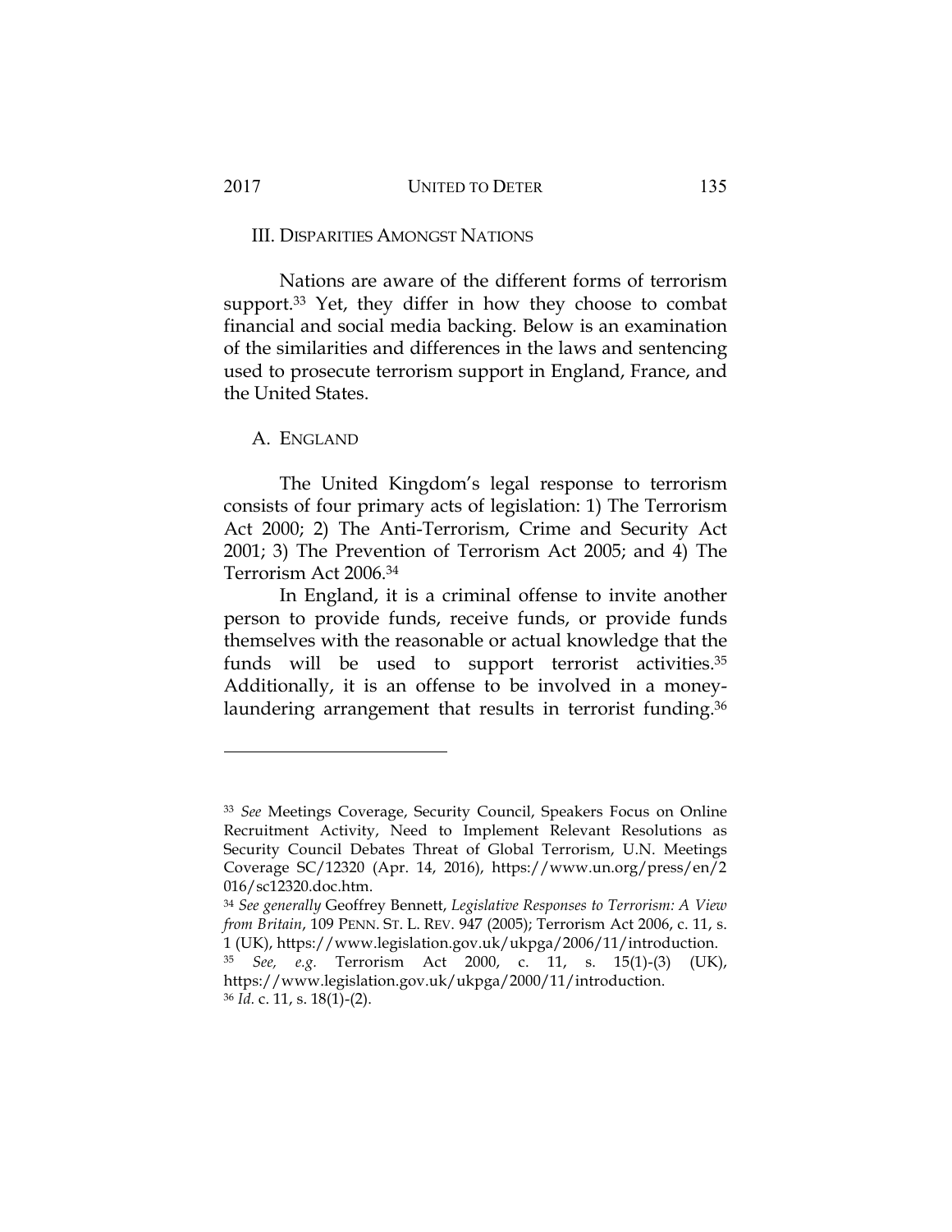## III. DISPARITIES AMONGST NATIONS

Nations are aware of the different forms of terrorism support.[33] Yet, they differ in how they choose to combat financial and social media backing. Below is an examination of the similarities and differences in the laws and sentencing used to prosecute terrorism support in England, France, and the United States.

### A. ENGLAND

The United Kingdom's legal response to terrorism consists of four primary acts of legislation: 1) The Terrorism Act 2000; 2) The Anti-Terrorism, Crime and Security Act 2001; 3) The Prevention of Terrorism Act 2005; and 4) The Terrorism Act 2006.[34]

In England, it is a criminal offense to invite another person to provide funds, receive funds, or provide funds themselves with the reasonable or actual knowledge that the funds will be used to support terrorist activities.[35] Additionally, it is an offense to be involved in a money-laundering arrangement that results in terrorist funding.[36]

---

[33] *See* Meetings Coverage, Security Council, Speakers Focus on Online Recruitment Activity, Need to Implement Relevant Resolutions as Security Council Debates Threat of Global Terrorism, U.N. Meetings Coverage SC/12320 (Apr. 14, 2016), https://www.un.org/press/en/2016/sc12320.doc.htm.

[34] *See generally* Geoffrey Bennett, *Legislative Responses to Terrorism: A View from Britain*, 109 PENN. ST. L. REV. 947 (2005); Terrorism Act 2006, c. 11, s. 1 (UK), https://www.legislation.gov.uk/ukpga/2006/11/introduction.

[35] *See, e.g.* Terrorism Act 2000, c. 11, s. 15(1)-(3) (UK), https://www.legislation.gov.uk/ukpga/2000/11/introduction.

[36] *Id.* c. 11, s. 18(1)-(2).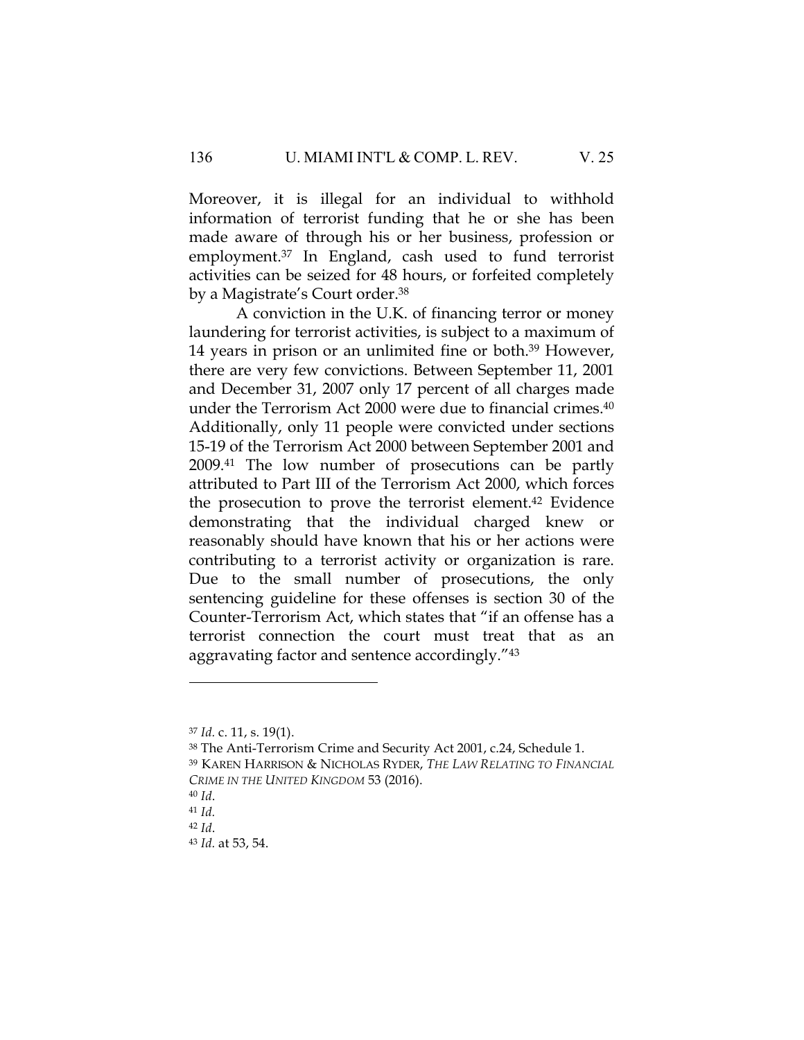Moreover, it is illegal for an individual to withhold information of terrorist funding that he or she has been made aware of through his or her business, profession or employment.[37] In England, cash used to fund terrorist activities can be seized for 48 hours, or forfeited completely by a Magistrate's Court order.[38]

A conviction in the U.K. of financing terror or money laundering for terrorist activities, is subject to a maximum of 14 years in prison or an unlimited fine or both.[39] However, there are very few convictions. Between September 11, 2001 and December 31, 2007 only 17 percent of all charges made under the Terrorism Act 2000 were due to financial crimes.[40] Additionally, only 11 people were convicted under sections 15-19 of the Terrorism Act 2000 between September 2001 and 2009.[41] The low number of prosecutions can be partly attributed to Part III of the Terrorism Act 2000, which forces the prosecution to prove the terrorist element.[42] Evidence demonstrating that the individual charged knew or reasonably should have known that his or her actions were contributing to a terrorist activity or organization is rare. Due to the small number of prosecutions, the only sentencing guideline for these offenses is section 30 of the Counter-Terrorism Act, which states that "if an offense has a terrorist connection the court must treat that as an aggravating factor and sentence accordingly."[43]

---

[37] *Id.* c. 11, s. 19(1).

[38] The Anti-Terrorism Crime and Security Act 2001, c.24, Schedule 1.

[39] KAREN HARRISON & NICHOLAS RYDER, *THE LAW RELATING TO FINANCIAL CRIME IN THE UNITED KINGDOM* 53 (2016).

[40] *Id.*

[41] *Id.*

[42] *Id.*

[43] *Id.* at 53, 54.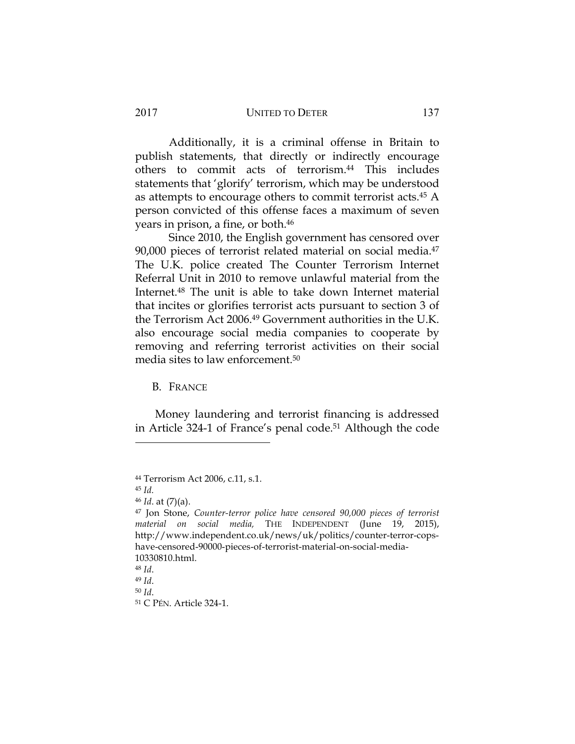Additionally, it is a criminal offense in Britain to publish statements, that directly or indirectly encourage others to commit acts of terrorism.[44] This includes statements that 'glorify' terrorism, which may be understood as attempts to encourage others to commit terrorist acts.[45] A person convicted of this offense faces a maximum of seven years in prison, a fine, or both.[46]

Since 2010, the English government has censored over 90,000 pieces of terrorist related material on social media.[47] The U.K. police created The Counter Terrorism Internet Referral Unit in 2010 to remove unlawful material from the Internet.[48] The unit is able to take down Internet material that incites or glorifies terrorist acts pursuant to section 3 of the Terrorism Act 2006.[49] Government authorities in the U.K. also encourage social media companies to cooperate by removing and referring terrorist activities on their social media sites to law enforcement.[50]

## B. FRANCE

Money laundering and terrorist financing is addressed in Article 324-1 of France's penal code.[51] Although the code

---

[44] Terrorism Act 2006, c.11, s.1.

[45] *Id.*

[46] *Id*. at (7)(a).

[47] Jon Stone, *Counter-terror police have censored 90,000 pieces of terrorist material on social media,* THE INDEPENDENT (June 19, 2015), http://www.independent.co.uk/news/uk/politics/counter-terror-cops-have-censored-90000-pieces-of-terrorist-material-on-social-media-10330810.html.

[48] *Id*.

[49] *Id*.

[50] *Id*.

[51] C PÉN. Article 324-1.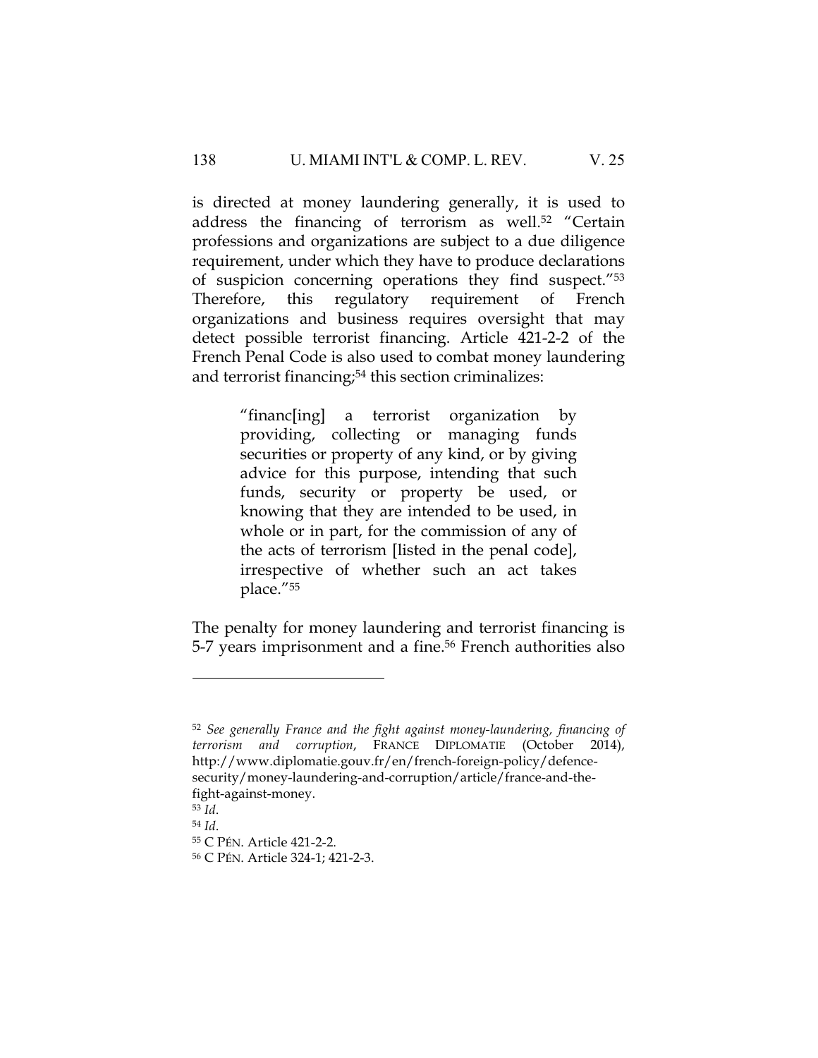is directed at money laundering generally, it is used to address the financing of terrorism as well.[52] "Certain professions and organizations are subject to a due diligence requirement, under which they have to produce declarations of suspicion concerning operations they find suspect."[53] Therefore, this regulatory requirement of French organizations and business requires oversight that may detect possible terrorist financing. Article 421-2-2 of the French Penal Code is also used to combat money laundering and terrorist financing;[54] this section criminalizes:

> "financ[ing] a terrorist organization by providing, collecting or managing funds securities or property of any kind, or by giving advice for this purpose, intending that such funds, security or property be used, or knowing that they are intended to be used, in whole or in part, for the commission of any of the acts of terrorism [listed in the penal code], irrespective of whether such an act takes place."[55]

The penalty for money laundering and terrorist financing is 5-7 years imprisonment and a fine.[56] French authorities also

---

[52] *See generally France and the fight against money-laundering, financing of terrorism and corruption*, FRANCE DIPLOMATIE (October 2014), http://www.diplomatie.gouv.fr/en/french-foreign-policy/defence-security/money-laundering-and-corruption/article/france-and-the-fight-against-money.

[53] *Id*.

[54] *Id*.

[55] C PÉN. Article 421-2-2.

[56] C PÉN. Article 324-1; 421-2-3.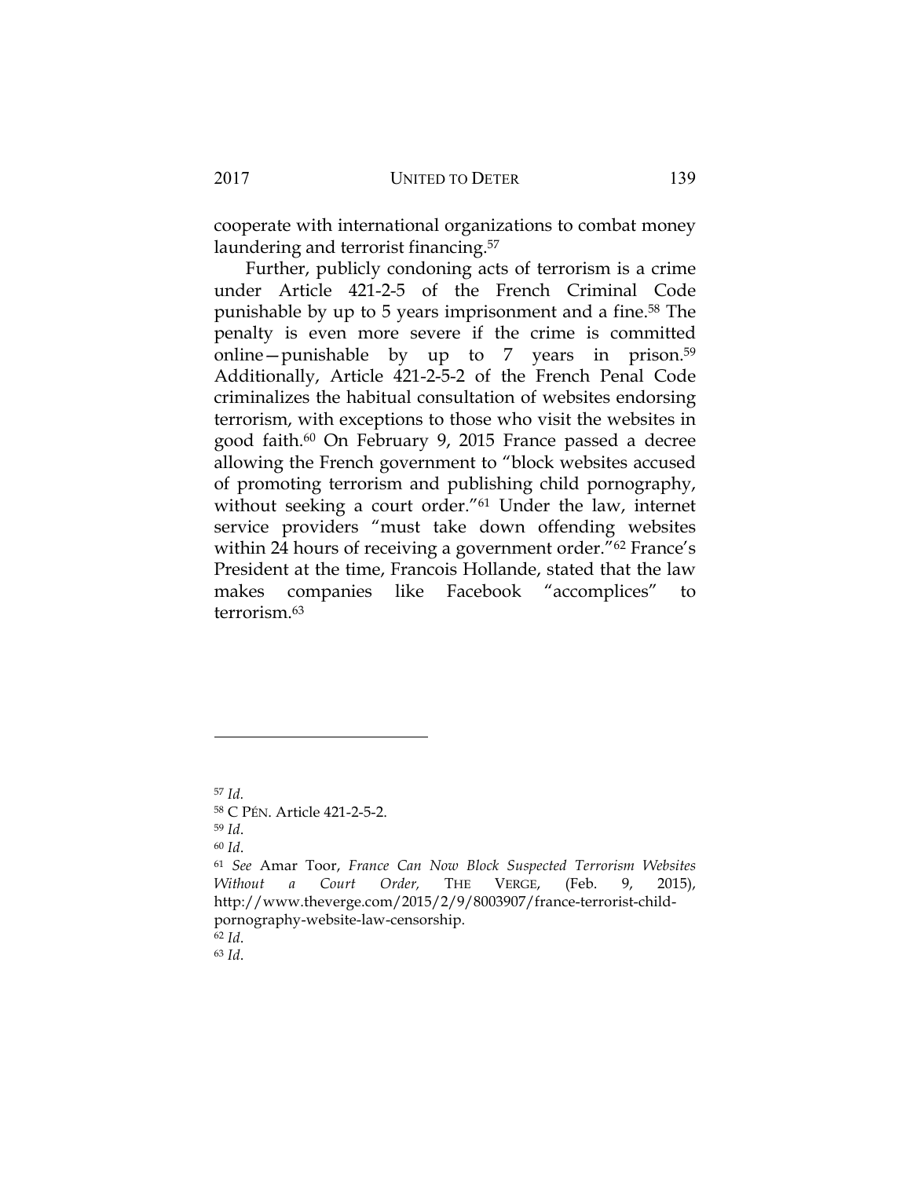cooperate with international organizations to combat money laundering and terrorist financing.[57]

Further, publicly condoning acts of terrorism is a crime under Article 421-2-5 of the French Criminal Code punishable by up to 5 years imprisonment and a fine.[58] The penalty is even more severe if the crime is committed online—punishable by up to 7 years in prison.[59] Additionally, Article 421-2-5-2 of the French Penal Code criminalizes the habitual consultation of websites endorsing terrorism, with exceptions to those who visit the websites in good faith.[60] On February 9, 2015 France passed a decree allowing the French government to "block websites accused of promoting terrorism and publishing child pornography, without seeking a court order."[61] Under the law, internet service providers "must take down offending websites within 24 hours of receiving a government order."[62] France's President at the time, Francois Hollande, stated that the law makes companies like Facebook "accomplices" to terrorism.[63]

---

[57] *Id.*

[58] C PÉN. Article 421-2-5-2.

[59] *Id*.

[60] *Id*.

[61] *See* Amar Toor, *France Can Now Block Suspected Terrorism Websites Without a Court Order,* THE VERGE, (Feb. 9, 2015), http://www.theverge.com/2015/2/9/8003907/france-terrorist-child-pornography-website-law-censorship.

[62] *Id*.

[63] *Id*.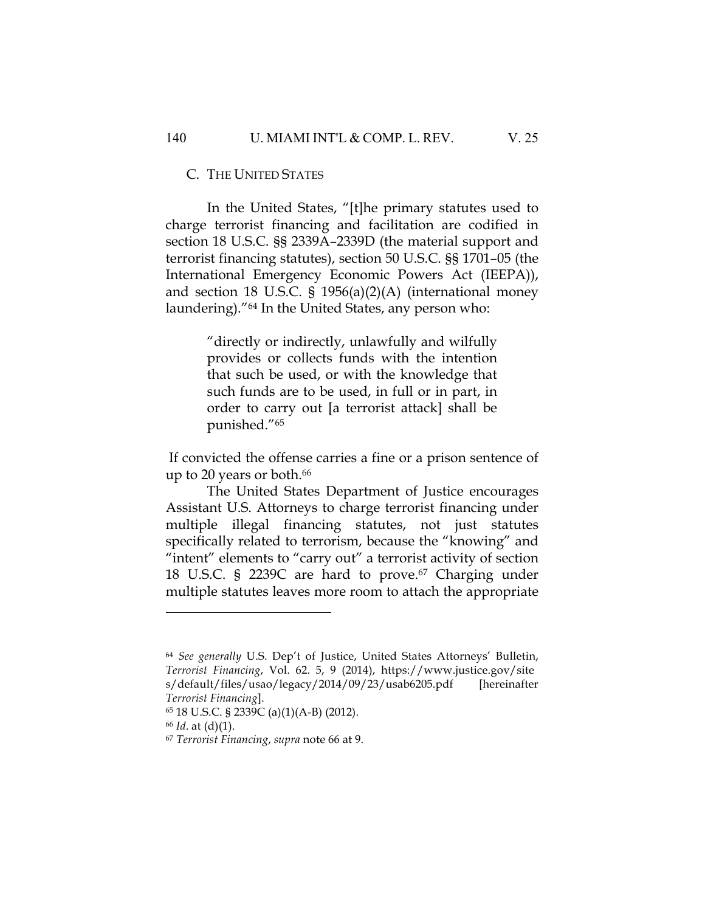## C. THE UNITED STATES

In the United States, "[t]he primary statutes used to charge terrorist financing and facilitation are codified in section 18 U.S.C. §§ 2339A–2339D (the material support and terrorist financing statutes), section 50 U.S.C. §§ 1701–05 (the International Emergency Economic Powers Act (IEEPA)), and section 18 U.S.C. § 1956(a)(2)(A) (international money laundering)."[64] In the United States, any person who:

> "directly or indirectly, unlawfully and wilfully provides or collects funds with the intention that such be used, or with the knowledge that such funds are to be used, in full or in part, in order to carry out [a terrorist attack] shall be punished."[65]

If convicted the offense carries a fine or a prison sentence of up to 20 years or both.[66]

The United States Department of Justice encourages Assistant U.S. Attorneys to charge terrorist financing under multiple illegal financing statutes, not just statutes specifically related to terrorism, because the "knowing" and "intent" elements to "carry out" a terrorist activity of section 18 U.S.C. § 2239C are hard to prove.[67] Charging under multiple statutes leaves more room to attach the appropriate

---

[64] *See generally* U.S. Dep't of Justice, United States Attorneys' Bulletin, *Terrorist Financing*, Vol. 62. 5, 9 (2014), https://www.justice.gov/sites/default/files/usao/legacy/2014/09/23/usab6205.pdf [hereinafter *Terrorist Financing*].

[65] 18 U.S.C. § 2339C (a)(1)(A-B) (2012).

[66] *Id*. at (d)(1).

[67] *Terrorist Financing*, *supra* note 66 at 9.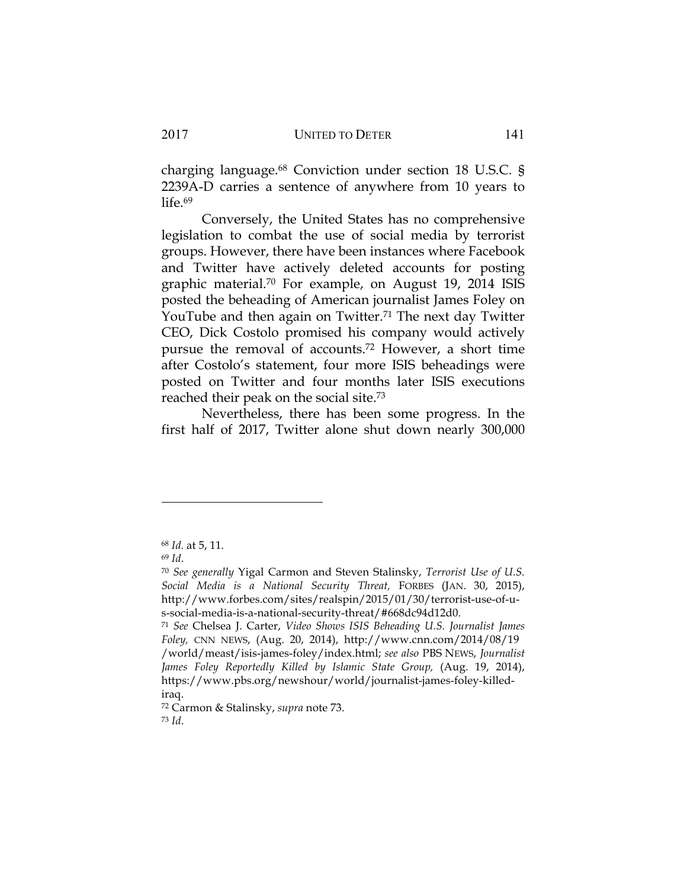charging language.[68] Conviction under section 18 U.S.C. § 2239A-D carries a sentence of anywhere from 10 years to life.[69]

Conversely, the United States has no comprehensive legislation to combat the use of social media by terrorist groups. However, there have been instances where Facebook and Twitter have actively deleted accounts for posting graphic material.[70] For example, on August 19, 2014 ISIS posted the beheading of American journalist James Foley on YouTube and then again on Twitter.[71] The next day Twitter CEO, Dick Costolo promised his company would actively pursue the removal of accounts.[72] However, a short time after Costolo's statement, four more ISIS beheadings were posted on Twitter and four months later ISIS executions reached their peak on the social site.[73]

Nevertheless, there has been some progress. In the first half of 2017, Twitter alone shut down nearly 300,000

---

[68] *Id.* at 5, 11.

[69] *Id*.

[70] *See generally* Yigal Carmon and Steven Stalinsky, *Terrorist Use of U.S. Social Media is a National Security Threat,* FORBES (JAN. 30, 2015), http://www.forbes.com/sites/realspin/2015/01/30/terrorist-use-of-u-s-social-media-is-a-national-security-threat/#668dc94d12d0.

[71] *See* Chelsea J. Carter, *Video Shows ISIS Beheading U.S. Journalist James Foley,* CNN NEWS, (Aug. 20, 2014), http://www.cnn.com/2014/08/19/world/meast/isis-james-foley/index.html; *see also* PBS NEWS, *Journalist James Foley Reportedly Killed by Islamic State Group,* (Aug. 19, 2014), https://www.pbs.org/newshour/world/journalist-james-foley-killed-iraq.

[72] Carmon & Stalinsky, *supra* note 73.

[73] *Id*.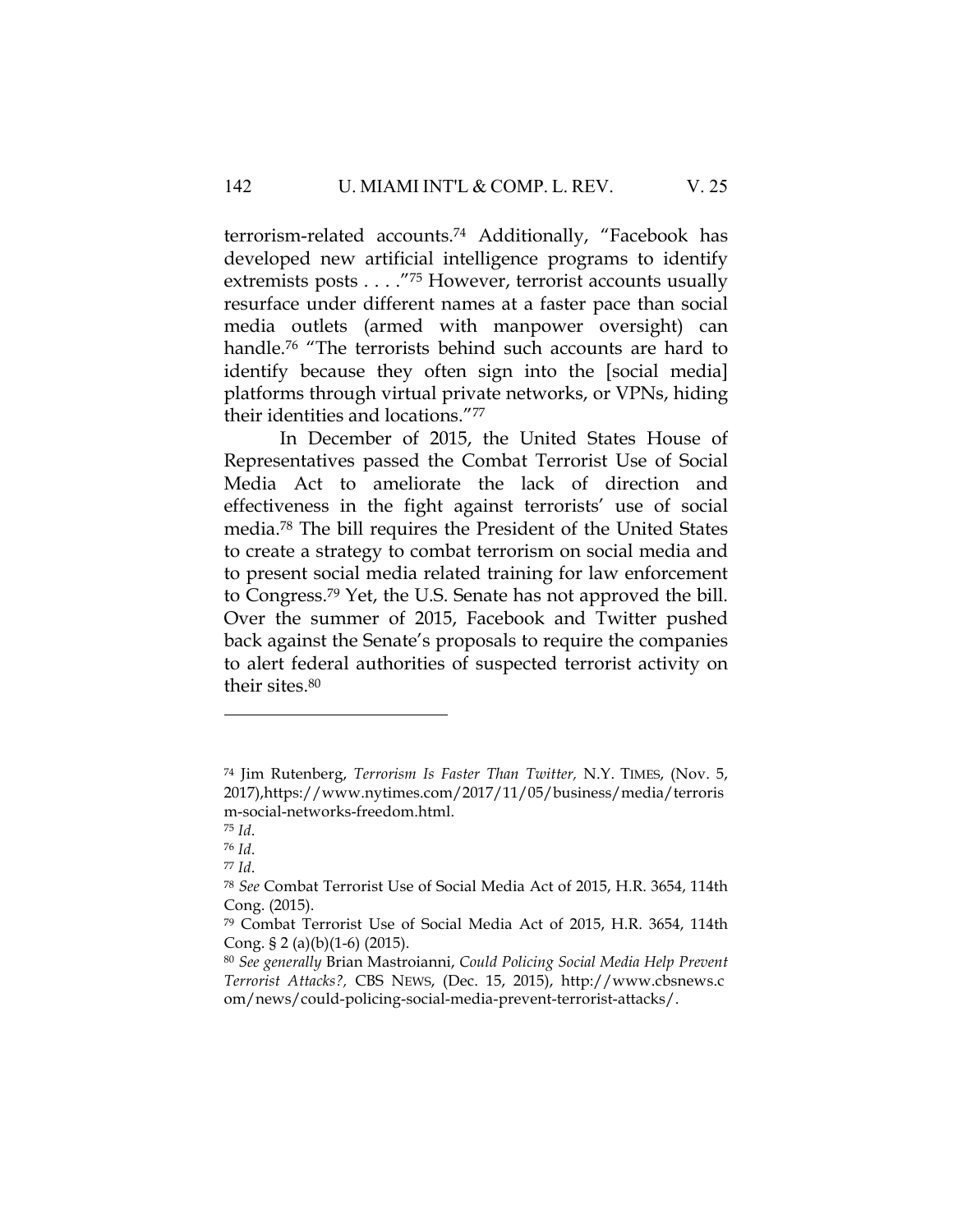terrorism-related accounts.[74] Additionally, "Facebook has developed new artificial intelligence programs to identify extremists posts . . . ."[75] However, terrorist accounts usually resurface under different names at a faster pace than social media outlets (armed with manpower oversight) can handle.[76] "The terrorists behind such accounts are hard to identify because they often sign into the [social media] platforms through virtual private networks, or VPNs, hiding their identities and locations."[77]

In December of 2015, the United States House of Representatives passed the Combat Terrorist Use of Social Media Act to ameliorate the lack of direction and effectiveness in the fight against terrorists' use of social media.[78] The bill requires the President of the United States to create a strategy to combat terrorism on social media and to present social media related training for law enforcement to Congress.[79] Yet, the U.S. Senate has not approved the bill. Over the summer of 2015, Facebook and Twitter pushed back against the Senate's proposals to require the companies to alert federal authorities of suspected terrorist activity on their sites.[80]

---

[74] Jim Rutenberg, *Terrorism Is Faster Than Twitter,* N.Y. TIMES, (Nov. 5, 2017),https://www.nytimes.com/2017/11/05/business/media/terrorism-social-networks-freedom.html.

[75] *Id*.

[76] *Id*.

[77] *Id*.

[78] *See* Combat Terrorist Use of Social Media Act of 2015, H.R. 3654, 114th Cong. (2015).

[79] Combat Terrorist Use of Social Media Act of 2015, H.R. 3654, 114th Cong. § 2 (a)(b)(1-6) (2015).

[80] *See generally* Brian Mastroianni, *Could Policing Social Media Help Prevent Terrorist Attacks?,* CBS NEWS, (Dec. 15, 2015), http://www.cbsnews.com/news/could-policing-social-media-prevent-terrorist-attacks/.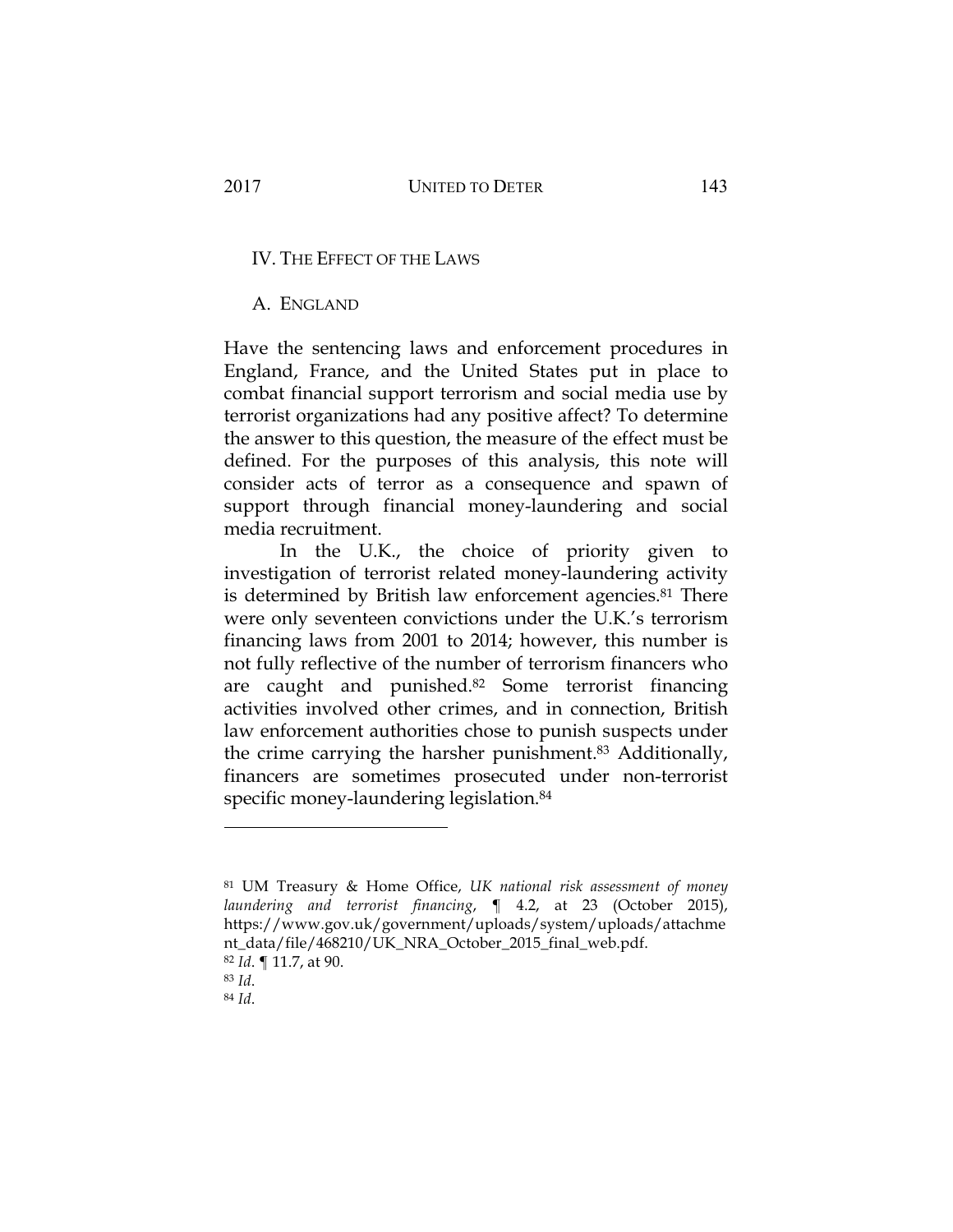## IV. THE EFFECT OF THE LAWS

### A. ENGLAND

Have the sentencing laws and enforcement procedures in England, France, and the United States put in place to combat financial support terrorism and social media use by terrorist organizations had any positive affect? To determine the answer to this question, the measure of the effect must be defined. For the purposes of this analysis, this note will consider acts of terror as a consequence and spawn of support through financial money-laundering and social media recruitment.

In the U.K., the choice of priority given to investigation of terrorist related money-laundering activity is determined by British law enforcement agencies.[81] There were only seventeen convictions under the U.K.'s terrorism financing laws from 2001 to 2014; however, this number is not fully reflective of the number of terrorism financers who are caught and punished.[82] Some terrorist financing activities involved other crimes, and in connection, British law enforcement authorities chose to punish suspects under the crime carrying the harsher punishment.[83] Additionally, financers are sometimes prosecuted under non-terrorist specific money-laundering legislation.[84]

---

[81] UM Treasury & Home Office, *UK national risk assessment of money laundering and terrorist financing*, ¶ 4.2, at 23 (October 2015), https://www.gov.uk/government/uploads/system/uploads/attachment_data/file/468210/UK_NRA_October_2015_final_web.pdf.

[82] *Id.* ¶ 11.7, at 90.

[83] *Id.*

[84] *Id.*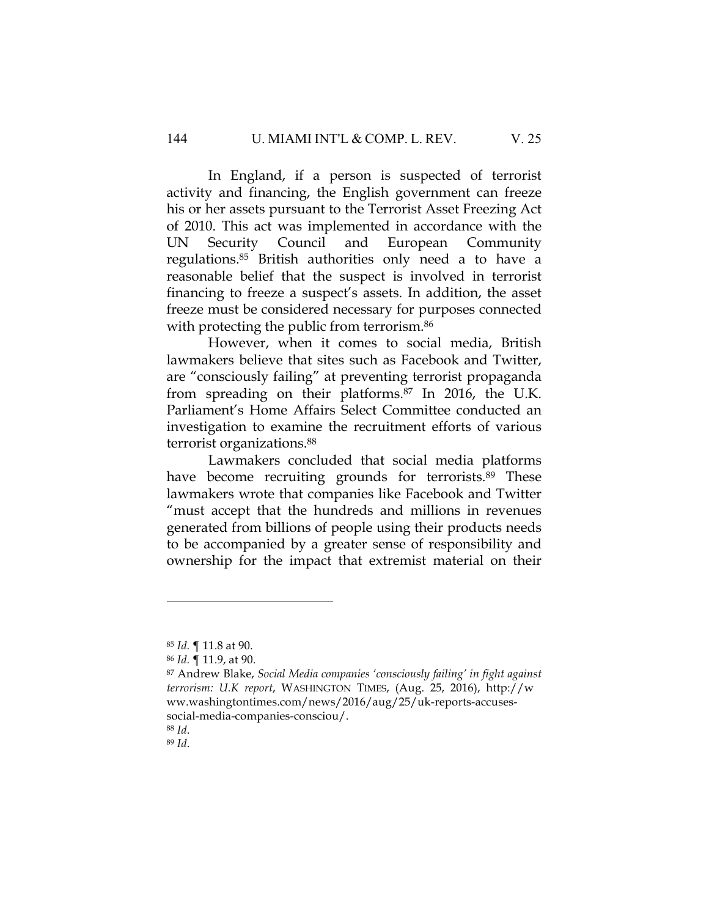In England, if a person is suspected of terrorist activity and financing, the English government can freeze his or her assets pursuant to the Terrorist Asset Freezing Act of 2010. This act was implemented in accordance with the UN Security Council and European Community regulations.[85] British authorities only need a to have a reasonable belief that the suspect is involved in terrorist financing to freeze a suspect's assets. In addition, the asset freeze must be considered necessary for purposes connected with protecting the public from terrorism.[86]

However, when it comes to social media, British lawmakers believe that sites such as Facebook and Twitter, are "consciously failing" at preventing terrorist propaganda from spreading on their platforms.[87] In 2016, the U.K. Parliament's Home Affairs Select Committee conducted an investigation to examine the recruitment efforts of various terrorist organizations.[88]

Lawmakers concluded that social media platforms have become recruiting grounds for terrorists.[89] These lawmakers wrote that companies like Facebook and Twitter "must accept that the hundreds and millions in revenues generated from billions of people using their products needs to be accompanied by a greater sense of responsibility and ownership for the impact that extremist material on their

---

[85] *Id.* ¶ 11.8 at 90.

[86] *Id.* ¶ 11.9, at 90.

[87] Andrew Blake, *Social Media companies 'consciously failing' in fight against terrorism: U.K report*, WASHINGTON TIMES, (Aug. 25, 2016), http://www.washingtontimes.com/news/2016/aug/25/uk-reports-accuses-social-media-companies-consciou/.

[88] *Id*.

[89] *Id*.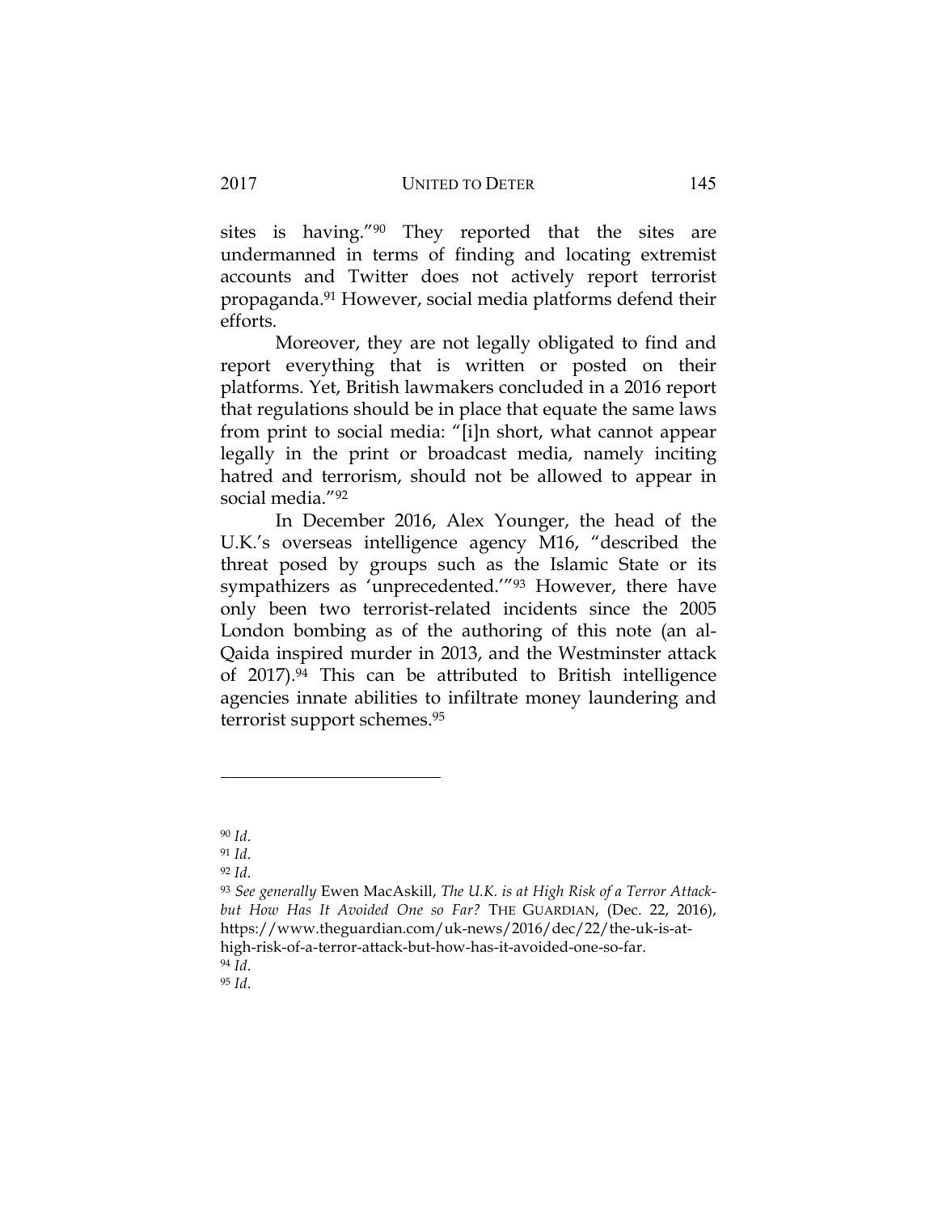sites is having."[90] They reported that the sites are undermanned in terms of finding and locating extremist accounts and Twitter does not actively report terrorist propaganda.[91] However, social media platforms defend their efforts.

Moreover, they are not legally obligated to find and report everything that is written or posted on their platforms. Yet, British lawmakers concluded in a 2016 report that regulations should be in place that equate the same laws from print to social media: "[i]n short, what cannot appear legally in the print or broadcast media, namely inciting hatred and terrorism, should not be allowed to appear in social media."[92]

In December 2016, Alex Younger, the head of the U.K.'s overseas intelligence agency M16, "described the threat posed by groups such as the Islamic State or its sympathizers as 'unprecedented.'"[93] However, there have only been two terrorist-related incidents since the 2005 London bombing as of the authoring of this note (an al-Qaida inspired murder in 2013, and the Westminster attack of 2017).[94] This can be attributed to British intelligence agencies innate abilities to infiltrate money laundering and terrorist support schemes.[95]

---

[90] *Id*.

[91] *Id*.

[92] *Id*.

[93] *See generally* Ewen MacAskill, *The U.K. is at High Risk of a Terror Attack-but How Has It Avoided One so Far?* THE GUARDIAN, (Dec. 22, 2016), https://www.theguardian.com/uk-news/2016/dec/22/the-uk-is-at-high-risk-of-a-terror-attack-but-how-has-it-avoided-one-so-far.

[94] *Id*.

[95] *Id*.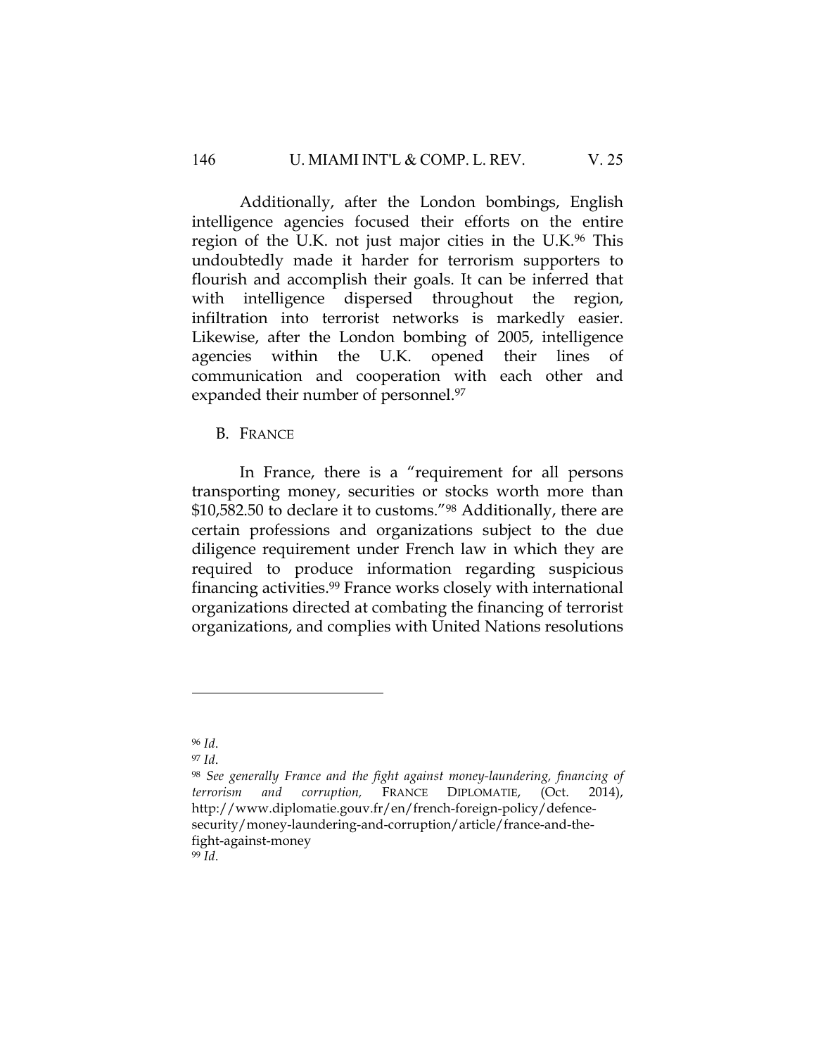Additionally, after the London bombings, English intelligence agencies focused their efforts on the entire region of the U.K. not just major cities in the U.K.[96] This undoubtedly made it harder for terrorism supporters to flourish and accomplish their goals. It can be inferred that with intelligence dispersed throughout the region, infiltration into terrorist networks is markedly easier. Likewise, after the London bombing of 2005, intelligence agencies within the U.K. opened their lines of communication and cooperation with each other and expanded their number of personnel.[97]

## B. FRANCE

In France, there is a "requirement for all persons transporting money, securities or stocks worth more than \$10,582.50 to declare it to customs."[98] Additionally, there are certain professions and organizations subject to the due diligence requirement under French law in which they are required to produce information regarding suspicious financing activities.[99] France works closely with international organizations directed at combating the financing of terrorist organizations, and complies with United Nations resolutions

---

[96] *Id*.

[97] *Id*.

[98] *See generally France and the fight against money-laundering, financing of terrorism and corruption,* FRANCE DIPLOMATIE, (Oct. 2014), http://www.diplomatie.gouv.fr/en/french-foreign-policy/defence-security/money-laundering-and-corruption/article/france-and-the-fight-against-money

[99] *Id*.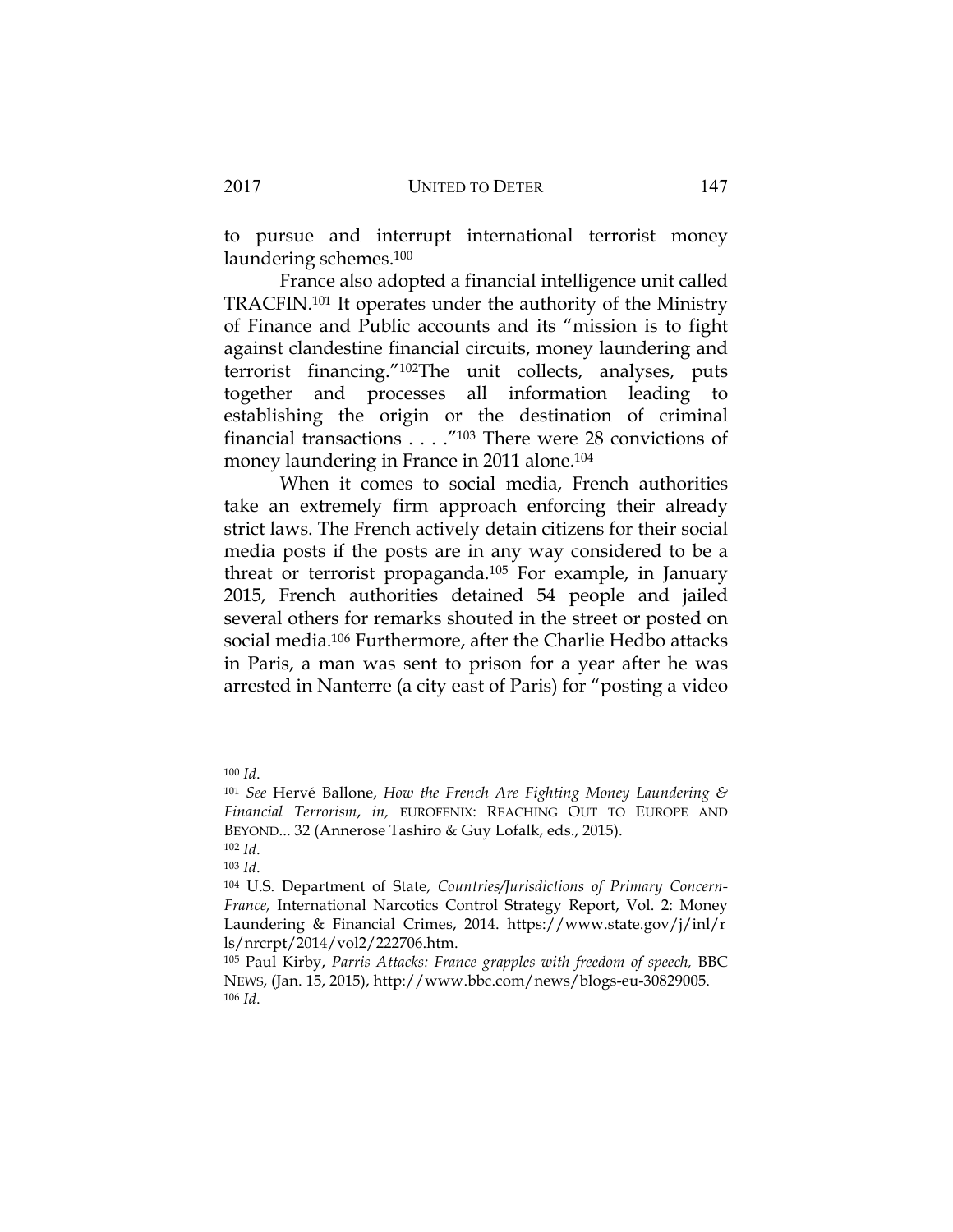to pursue and interrupt international terrorist money laundering schemes.[100]

France also adopted a financial intelligence unit called TRACFIN.[101] It operates under the authority of the Ministry of Finance and Public accounts and its "mission is to fight against clandestine financial circuits, money laundering and terrorist financing."[102]The unit collects, analyses, puts together and processes all information leading to establishing the origin or the destination of criminal financial transactions . . . ."[103] There were 28 convictions of money laundering in France in 2011 alone.[104]

When it comes to social media, French authorities take an extremely firm approach enforcing their already strict laws. The French actively detain citizens for their social media posts if the posts are in any way considered to be a threat or terrorist propaganda.[105] For example, in January 2015, French authorities detained 54 people and jailed several others for remarks shouted in the street or posted on social media.[106] Furthermore, after the Charlie Hedbo attacks in Paris, a man was sent to prison for a year after he was arrested in Nanterre (a city east of Paris) for "posting a video

---

[100] *Id*.

[101] *See* Hervé Ballone, *How the French Are Fighting Money Laundering & Financial Terrorism*, *in,* EUROFENIX: REACHING OUT TO EUROPE AND BEYOND... 32 (Annerose Tashiro & Guy Lofalk, eds., 2015).

[102] *Id*.

[103] *Id*.

[104] U.S. Department of State, *Countries/Jurisdictions of Primary Concern-France,* International Narcotics Control Strategy Report, Vol. 2: Money Laundering & Financial Crimes, 2014. https://www.state.gov/j/inl/rls/nrcrpt/2014/vol2/222706.htm.

[105] Paul Kirby, *Parris Attacks: France grapples with freedom of speech,* BBC NEWS, (Jan. 15, 2015), http://www.bbc.com/news/blogs-eu-30829005.

[106] *Id*.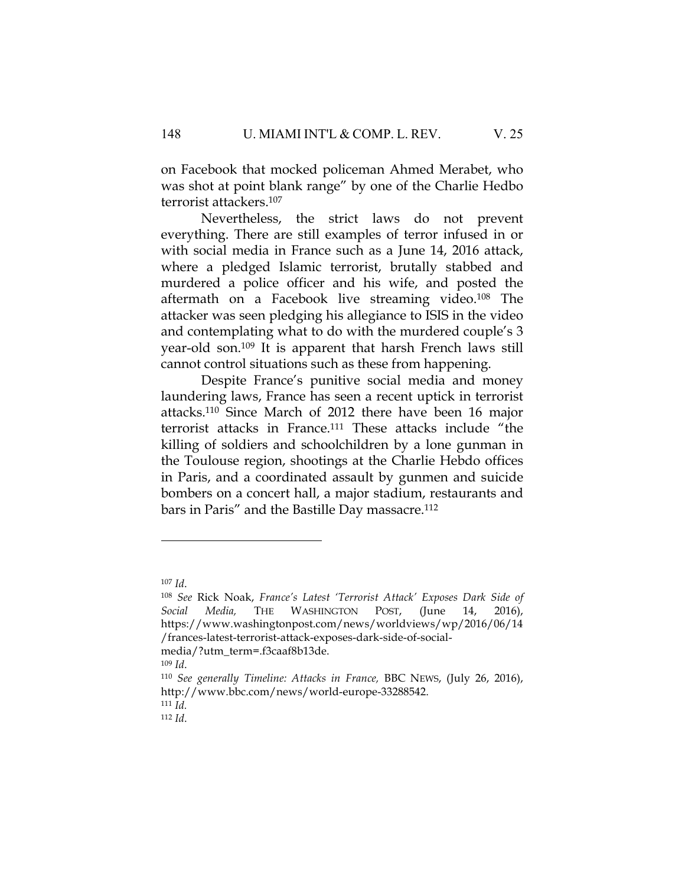on Facebook that mocked policeman Ahmed Merabet, who was shot at point blank range" by one of the Charlie Hedbo terrorist attackers.[107]

Nevertheless, the strict laws do not prevent everything. There are still examples of terror infused in or with social media in France such as a June 14, 2016 attack, where a pledged Islamic terrorist, brutally stabbed and murdered a police officer and his wife, and posted the aftermath on a Facebook live streaming video.[108] The attacker was seen pledging his allegiance to ISIS in the video and contemplating what to do with the murdered couple's 3 year-old son.[109] It is apparent that harsh French laws still cannot control situations such as these from happening.

Despite France's punitive social media and money laundering laws, France has seen a recent uptick in terrorist attacks.[110] Since March of 2012 there have been 16 major terrorist attacks in France.[111] These attacks include "the killing of soldiers and schoolchildren by a lone gunman in the Toulouse region, shootings at the Charlie Hebdo offices in Paris, and a coordinated assault by gunmen and suicide bombers on a concert hall, a major stadium, restaurants and bars in Paris" and the Bastille Day massacre.[112]

---

[107] *Id*.

[108] *See* Rick Noak, *France's Latest 'Terrorist Attack' Exposes Dark Side of Social Media,* THE WASHINGTON POST, (June 14, 2016), https://www.washingtonpost.com/news/worldviews/wp/2016/06/14/frances-latest-terrorist-attack-exposes-dark-side-of-social-media/?utm_term=.f3caaf8b13de.

[109] *Id*.

[110] *See generally Timeline: Attacks in France,* BBC NEWS, (July 26, 2016), http://www.bbc.com/news/world-europe-33288542.

[111] *Id.*

[112] *Id*.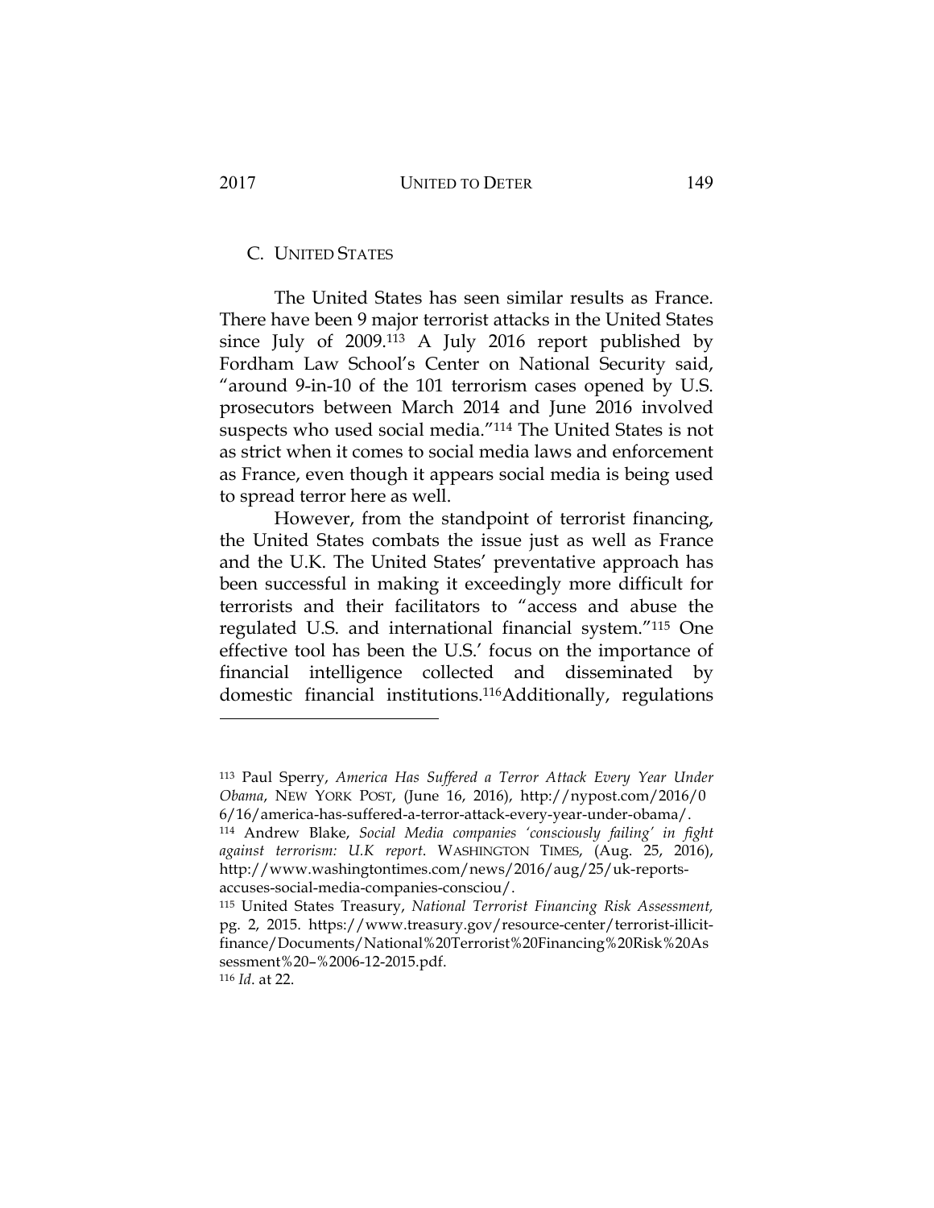### C. UNITED STATES

The United States has seen similar results as France. There have been 9 major terrorist attacks in the United States since July of 2009.[113] A July 2016 report published by Fordham Law School's Center on National Security said, "around 9-in-10 of the 101 terrorism cases opened by U.S. prosecutors between March 2014 and June 2016 involved suspects who used social media."[114] The United States is not as strict when it comes to social media laws and enforcement as France, even though it appears social media is being used to spread terror here as well.

However, from the standpoint of terrorist financing, the United States combats the issue just as well as France and the U.K. The United States' preventative approach has been successful in making it exceedingly more difficult for terrorists and their facilitators to "access and abuse the regulated U.S. and international financial system."[115] One effective tool has been the U.S.' focus on the importance of financial intelligence collected and disseminated by domestic financial institutions.[116]Additionally, regulations

---

[113] Paul Sperry, *America Has Suffered a Terror Attack Every Year Under Obama*, NEW YORK POST, (June 16, 2016), http://nypost.com/2016/06/16/america-has-suffered-a-terror-attack-every-year-under-obama/.

[114] Andrew Blake, *Social Media companies 'consciously failing' in fight against terrorism: U.K report*. WASHINGTON TIMES, (Aug. 25, 2016), http://www.washingtontimes.com/news/2016/aug/25/uk-reports-accuses-social-media-companies-consciou/.

[115] United States Treasury, *National Terrorist Financing Risk Assessment,* pg. 2, 2015. https://www.treasury.gov/resource-center/terrorist-illicit-finance/Documents/National%20Terrorist%20Financing%20Risk%20Assessment%20–%2006-12-2015.pdf.

[116] *Id*. at 22.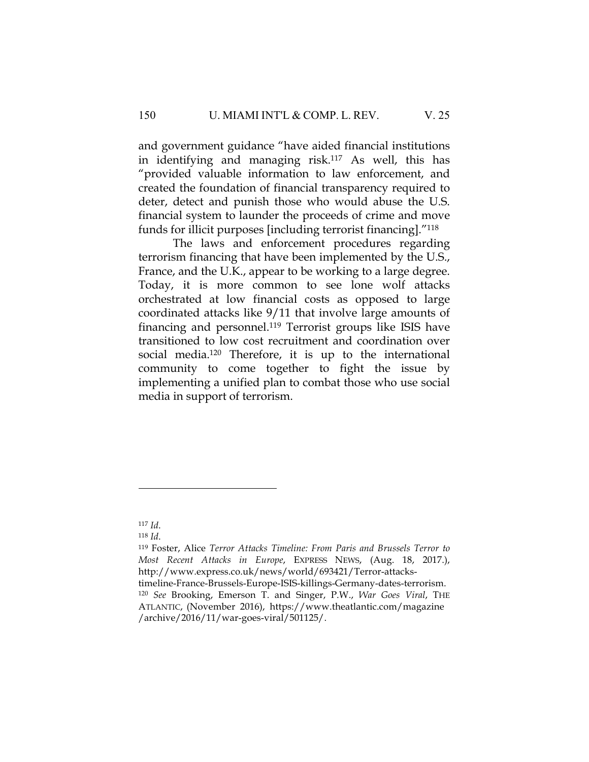and government guidance "have aided financial institutions in identifying and managing risk.[117] As well, this has "provided valuable information to law enforcement, and created the foundation of financial transparency required to deter, detect and punish those who would abuse the U.S. financial system to launder the proceeds of crime and move funds for illicit purposes [including terrorist financing]."[118]

The laws and enforcement procedures regarding terrorism financing that have been implemented by the U.S., France, and the U.K., appear to be working to a large degree. Today, it is more common to see lone wolf attacks orchestrated at low financial costs as opposed to large coordinated attacks like 9/11 that involve large amounts of financing and personnel.[119] Terrorist groups like ISIS have transitioned to low cost recruitment and coordination over social media.[120] Therefore, it is up to the international community to come together to fight the issue by implementing a unified plan to combat those who use social media in support of terrorism.

---

[117] *Id*.

[118] *Id*.

[119] Foster, Alice *Terror Attacks Timeline: From Paris and Brussels Terror to Most Recent Attacks in Europe*, EXPRESS NEWS, (Aug. 18, 2017.), http://www.express.co.uk/news/world/693421/Terror-attacks-timeline-France-Brussels-Europe-ISIS-killings-Germany-dates-terrorism.

[120] *See* Brooking, Emerson T. and Singer, P.W., *War Goes Viral*, THE ATLANTIC, (November 2016), https://www.theatlantic.com/magazine/archive/2016/11/war-goes-viral/501125/.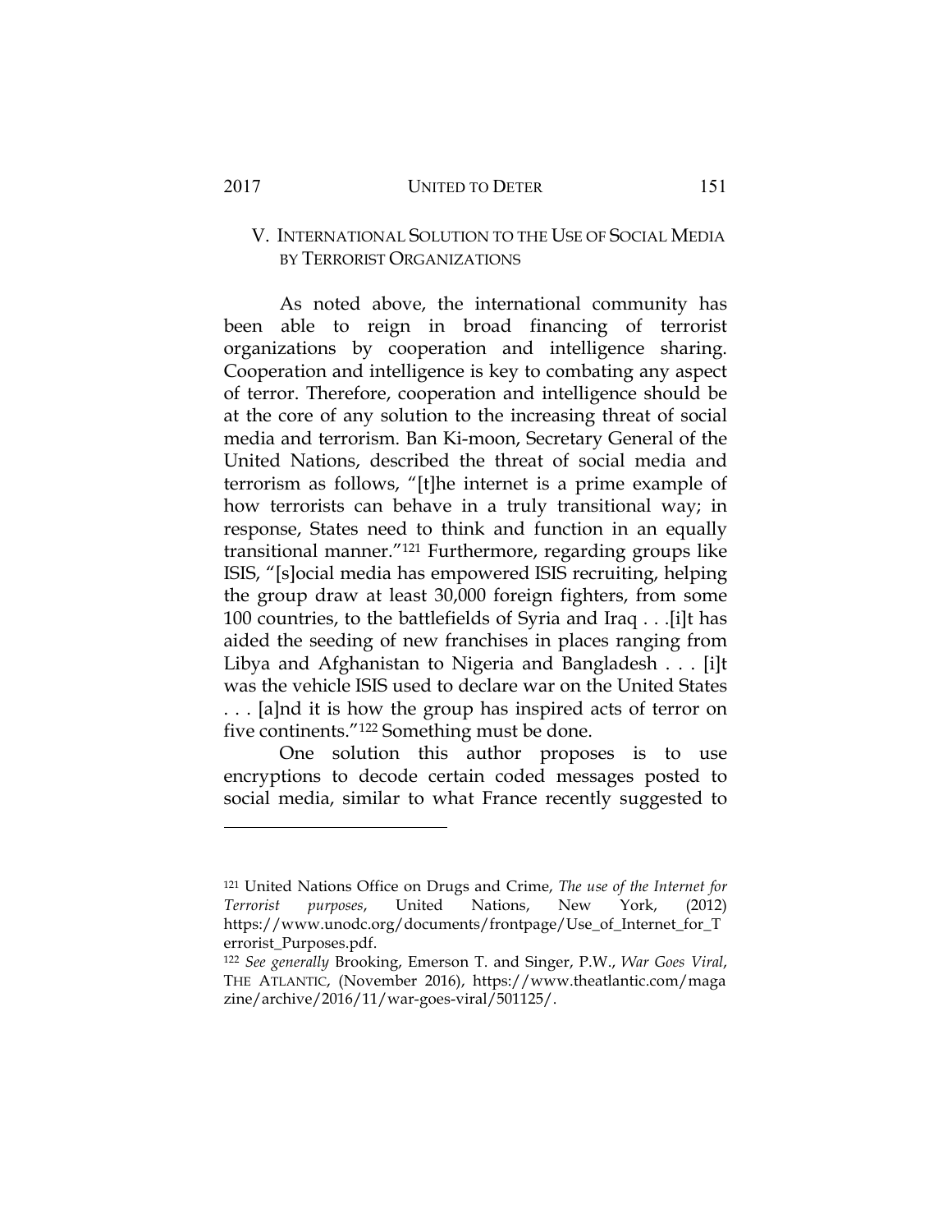## V. INTERNATIONAL SOLUTION TO THE USE OF SOCIAL MEDIA BY TERRORIST ORGANIZATIONS

As noted above, the international community has been able to reign in broad financing of terrorist organizations by cooperation and intelligence sharing. Cooperation and intelligence is key to combating any aspect of terror. Therefore, cooperation and intelligence should be at the core of any solution to the increasing threat of social media and terrorism. Ban Ki-moon, Secretary General of the United Nations, described the threat of social media and terrorism as follows, "[t]he internet is a prime example of how terrorists can behave in a truly transitional way; in response, States need to think and function in an equally transitional manner."[121] Furthermore, regarding groups like ISIS, "[s]ocial media has empowered ISIS recruiting, helping the group draw at least 30,000 foreign fighters, from some 100 countries, to the battlefields of Syria and Iraq . . .[i]t has aided the seeding of new franchises in places ranging from Libya and Afghanistan to Nigeria and Bangladesh . . . [i]t was the vehicle ISIS used to declare war on the United States . . . [a]nd it is how the group has inspired acts of terror on five continents."[122] Something must be done.

One solution this author proposes is to use encryptions to decode certain coded messages posted to social media, similar to what France recently suggested to

---

[121] United Nations Office on Drugs and Crime, *The use of the Internet for Terrorist purposes*, United Nations, New York, (2012) https://www.unodc.org/documents/frontpage/Use_of_Internet_for_Terrorist_Purposes.pdf.

[122] *See generally* Brooking, Emerson T. and Singer, P.W., *War Goes Viral*, THE ATLANTIC, (November 2016), https://www.theatlantic.com/magazine/archive/2016/11/war-goes-viral/501125/.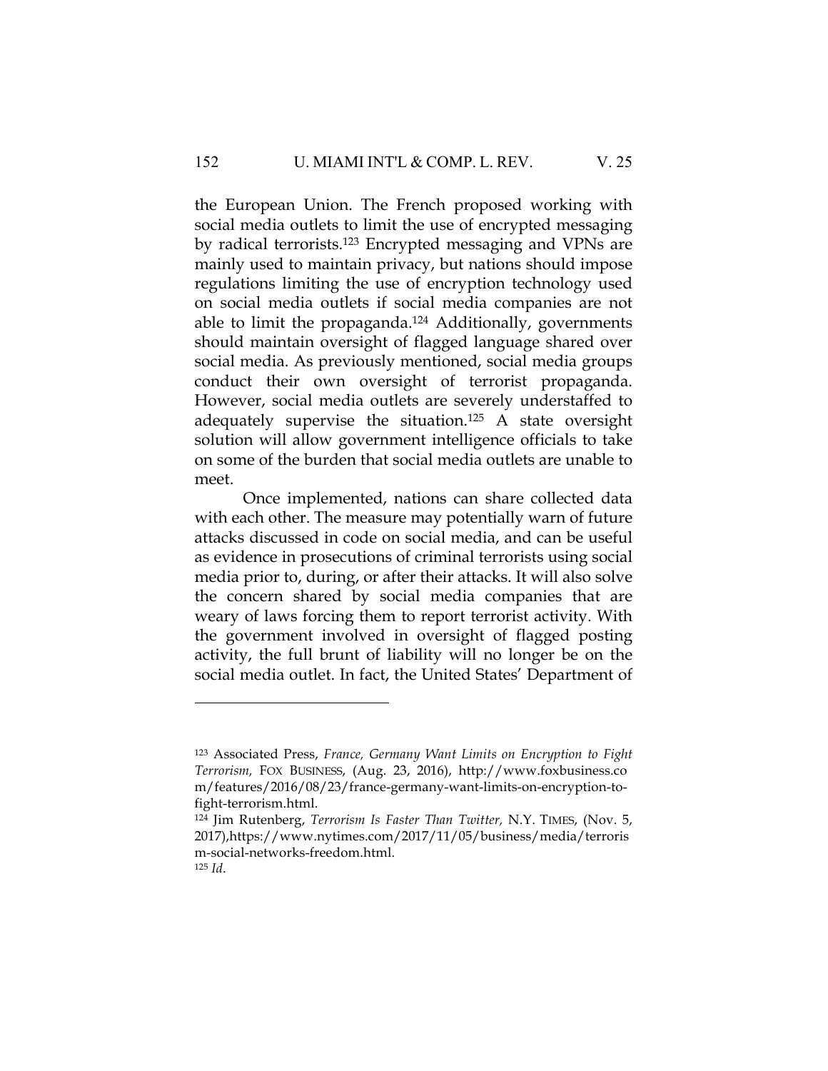the European Union. The French proposed working with social media outlets to limit the use of encrypted messaging by radical terrorists.[123] Encrypted messaging and VPNs are mainly used to maintain privacy, but nations should impose regulations limiting the use of encryption technology used on social media outlets if social media companies are not able to limit the propaganda.[124] Additionally, governments should maintain oversight of flagged language shared over social media. As previously mentioned, social media groups conduct their own oversight of terrorist propaganda. However, social media outlets are severely understaffed to adequately supervise the situation.[125] A state oversight solution will allow government intelligence officials to take on some of the burden that social media outlets are unable to meet.

Once implemented, nations can share collected data with each other. The measure may potentially warn of future attacks discussed in code on social media, and can be useful as evidence in prosecutions of criminal terrorists using social media prior to, during, or after their attacks. It will also solve the concern shared by social media companies that are weary of laws forcing them to report terrorist activity. With the government involved in oversight of flagged posting activity, the full brunt of liability will no longer be on the social media outlet. In fact, the United States' Department of

---

[123] Associated Press, *France, Germany Want Limits on Encryption to Fight Terrorism,* FOX BUSINESS, (Aug. 23, 2016), http://www.foxbusiness.com/features/2016/08/23/france-germany-want-limits-on-encryption-to-fight-terrorism.html.

[124] Jim Rutenberg, *Terrorism Is Faster Than Twitter,* N.Y. TIMES, (Nov. 5, 2017),https://www.nytimes.com/2017/11/05/business/media/terrorism-social-networks-freedom.html.

[125] *Id*.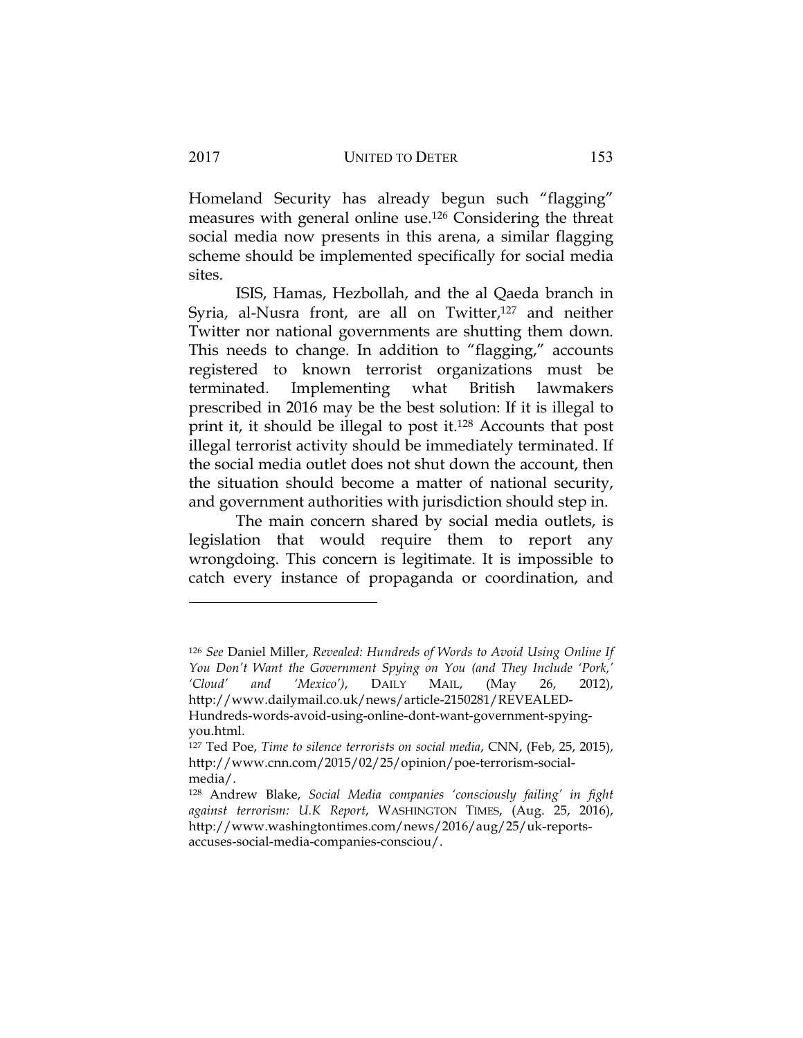Homeland Security has already begun such "flagging" measures with general online use.[126] Considering the threat social media now presents in this arena, a similar flagging scheme should be implemented specifically for social media sites.

ISIS, Hamas, Hezbollah, and the al Qaeda branch in Syria, al-Nusra front, are all on Twitter,[127] and neither Twitter nor national governments are shutting them down. This needs to change. In addition to "flagging," accounts registered to known terrorist organizations must be terminated. Implementing what British lawmakers prescribed in 2016 may be the best solution: If it is illegal to print it, it should be illegal to post it.[128] Accounts that post illegal terrorist activity should be immediately terminated. If the social media outlet does not shut down the account, then the situation should become a matter of national security, and government authorities with jurisdiction should step in.

The main concern shared by social media outlets, is legislation that would require them to report any wrongdoing. This concern is legitimate. It is impossible to catch every instance of propaganda or coordination, and

---

[126] *See* Daniel Miller, *Revealed: Hundreds of Words to Avoid Using Online If You Don't Want the Government Spying on You (and They Include 'Pork,' 'Cloud' and 'Mexico')*, DAILY MAIL, (May 26, 2012), http://www.dailymail.co.uk/news/article-2150281/REVEALED-Hundreds-words-avoid-using-online-dont-want-government-spying-you.html.

[127] Ted Poe, *Time to silence terrorists on social media*, CNN, (Feb, 25, 2015), http://www.cnn.com/2015/02/25/opinion/poe-terrorism-social-media/.

[128] Andrew Blake, *Social Media companies 'consciously failing' in fight against terrorism: U.K Report*, WASHINGTON TIMES, (Aug. 25, 2016), http://www.washingtontimes.com/news/2016/aug/25/uk-reports-accuses-social-media-companies-consciou/.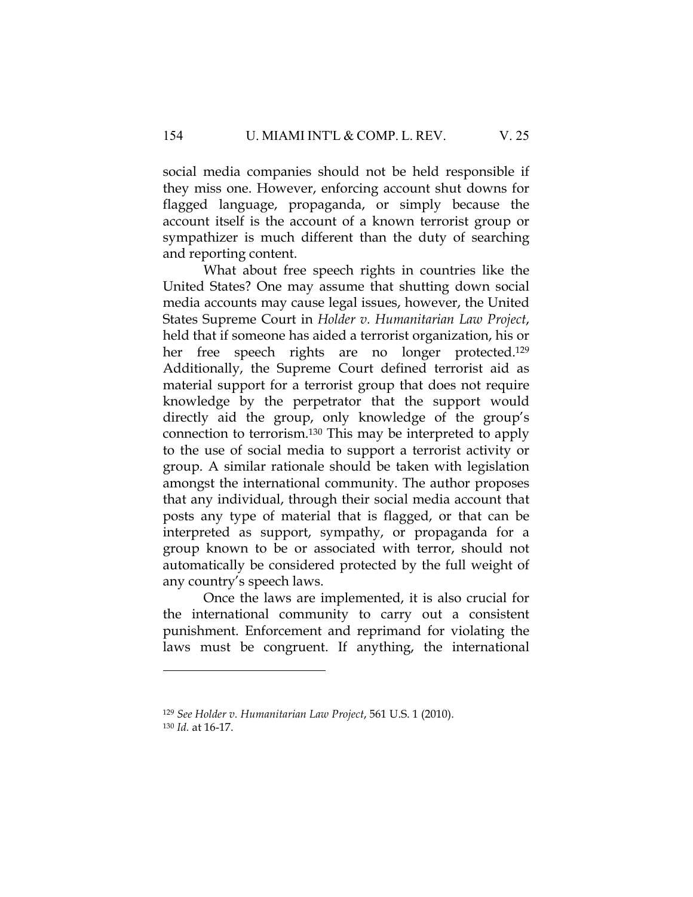social media companies should not be held responsible if they miss one. However, enforcing account shut downs for flagged language, propaganda, or simply because the account itself is the account of a known terrorist group or sympathizer is much different than the duty of searching and reporting content.

What about free speech rights in countries like the United States? One may assume that shutting down social media accounts may cause legal issues, however, the United States Supreme Court in *Holder v. Humanitarian Law Project*, held that if someone has aided a terrorist organization, his or her free speech rights are no longer protected.[129] Additionally, the Supreme Court defined terrorist aid as material support for a terrorist group that does not require knowledge by the perpetrator that the support would directly aid the group, only knowledge of the group's connection to terrorism.[130] This may be interpreted to apply to the use of social media to support a terrorist activity or group. A similar rationale should be taken with legislation amongst the international community. The author proposes that any individual, through their social media account that posts any type of material that is flagged, or that can be interpreted as support, sympathy, or propaganda for a group known to be or associated with terror, should not automatically be considered protected by the full weight of any country's speech laws.

Once the laws are implemented, it is also crucial for the international community to carry out a consistent punishment. Enforcement and reprimand for violating the laws must be congruent. If anything, the international

---

[129] *See Holder v. Humanitarian Law Project*, 561 U.S. 1 (2010).

[130] *Id.* at 16-17.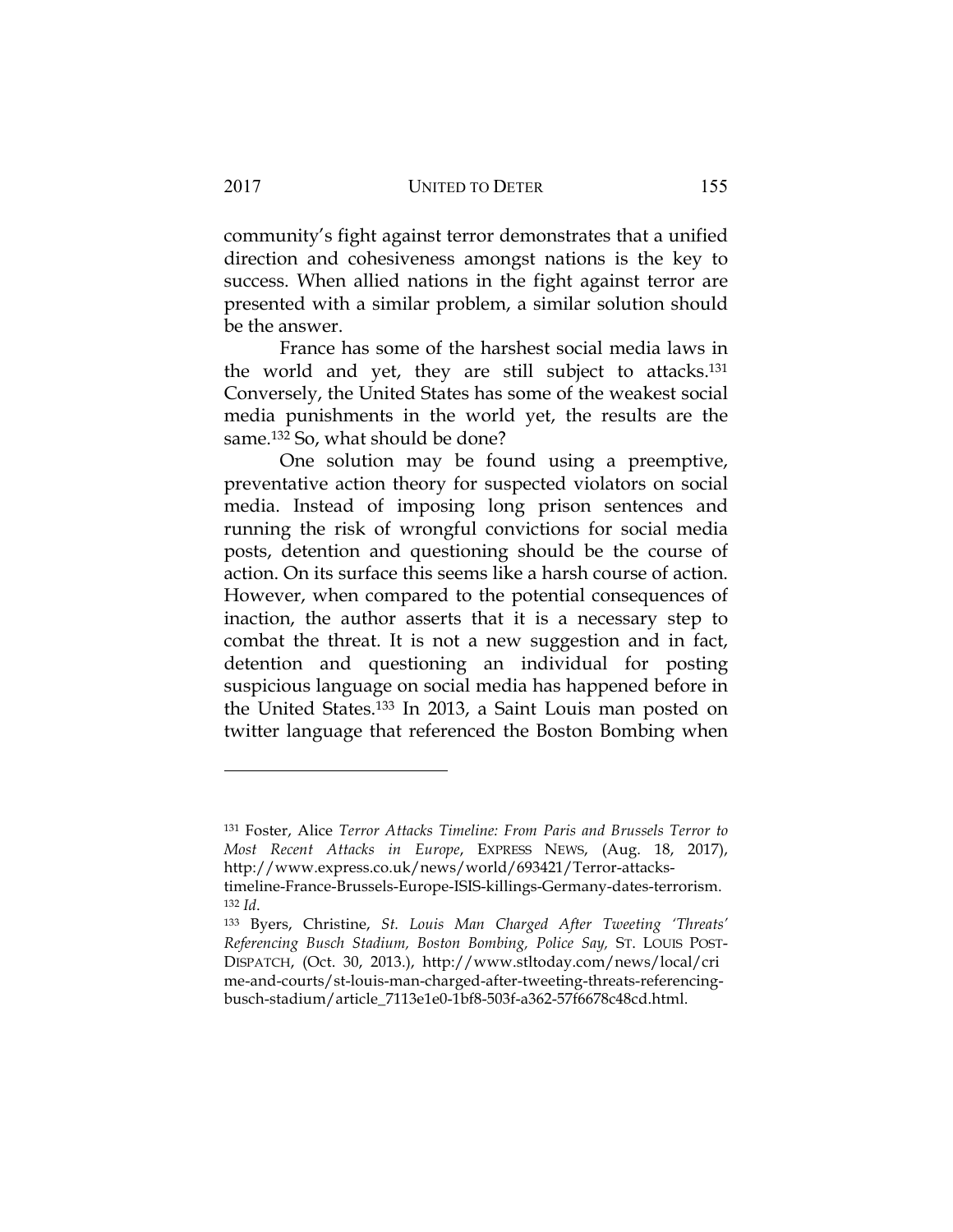community's fight against terror demonstrates that a unified direction and cohesiveness amongst nations is the key to success. When allied nations in the fight against terror are presented with a similar problem, a similar solution should be the answer.

France has some of the harshest social media laws in the world and yet, they are still subject to attacks.[131] Conversely, the United States has some of the weakest social media punishments in the world yet, the results are the same.[132] So, what should be done?

One solution may be found using a preemptive, preventative action theory for suspected violators on social media. Instead of imposing long prison sentences and running the risk of wrongful convictions for social media posts, detention and questioning should be the course of action. On its surface this seems like a harsh course of action. However, when compared to the potential consequences of inaction, the author asserts that it is a necessary step to combat the threat. It is not a new suggestion and in fact, detention and questioning an individual for posting suspicious language on social media has happened before in the United States.[133] In 2013, a Saint Louis man posted on twitter language that referenced the Boston Bombing when

---

[131] Foster, Alice *Terror Attacks Timeline: From Paris and Brussels Terror to Most Recent Attacks in Europe*, EXPRESS NEWS, (Aug. 18, 2017), http://www.express.co.uk/news/world/693421/Terror-attacks-timeline-France-Brussels-Europe-ISIS-killings-Germany-dates-terrorism.

[132] *Id*.

[133] Byers, Christine, *St. Louis Man Charged After Tweeting 'Threats' Referencing Busch Stadium, Boston Bombing, Police Say,* ST. LOUIS POST-DISPATCH, (Oct. 30, 2013.), http://www.stltoday.com/news/local/crime-and-courts/st-louis-man-charged-after-tweeting-threats-referencing-busch-stadium/article_7113e1e0-1bf8-503f-a362-57f6678c48cd.html.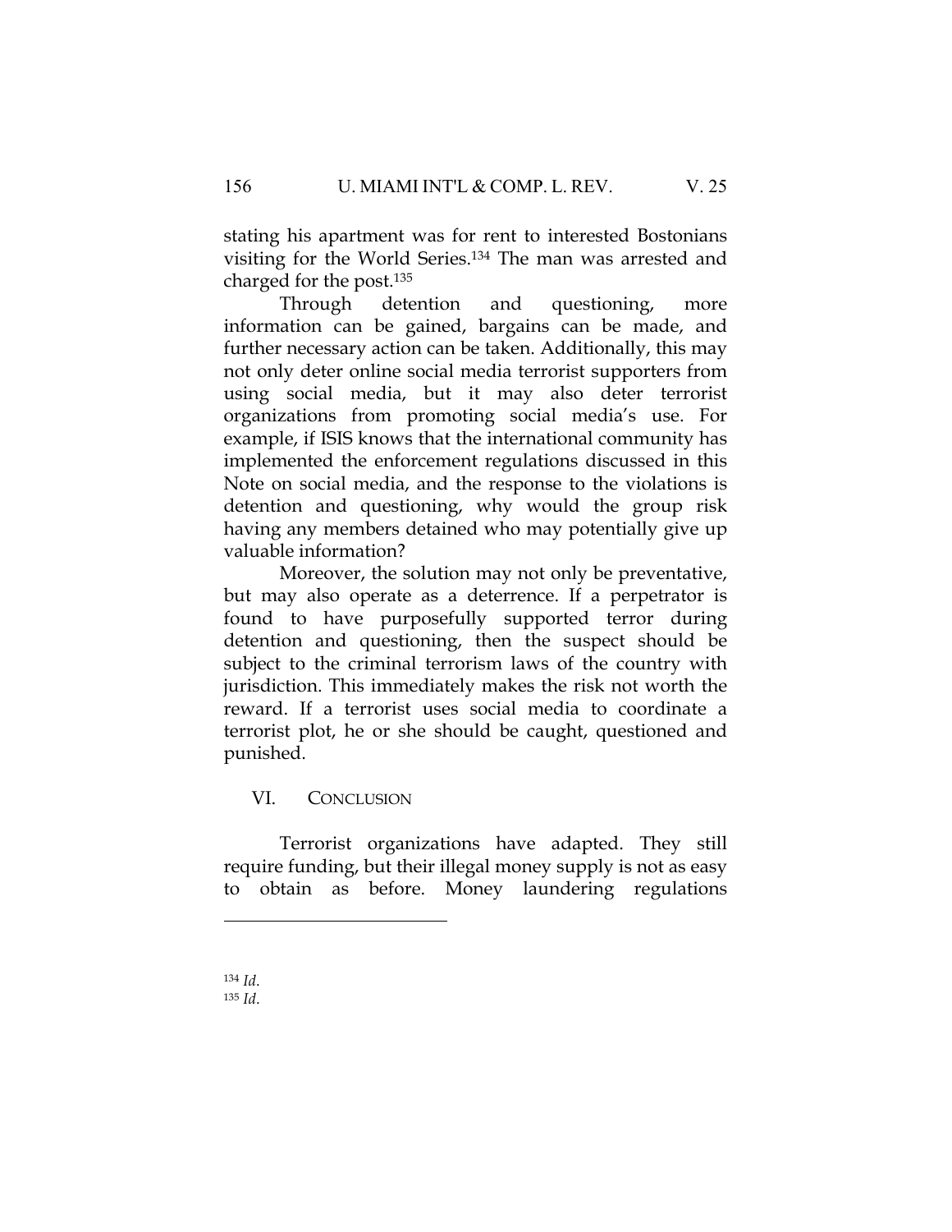stating his apartment was for rent to interested Bostonians visiting for the World Series.[134] The man was arrested and charged for the post.[135]

Through detention and questioning, more information can be gained, bargains can be made, and further necessary action can be taken. Additionally, this may not only deter online social media terrorist supporters from using social media, but it may also deter terrorist organizations from promoting social media's use. For example, if ISIS knows that the international community has implemented the enforcement regulations discussed in this Note on social media, and the response to the violations is detention and questioning, why would the group risk having any members detained who may potentially give up valuable information?

Moreover, the solution may not only be preventative, but may also operate as a deterrence. If a perpetrator is found to have purposefully supported terror during detention and questioning, then the suspect should be subject to the criminal terrorism laws of the country with jurisdiction. This immediately makes the risk not worth the reward. If a terrorist uses social media to coordinate a terrorist plot, he or she should be caught, questioned and punished.

## VI. CONCLUSION

Terrorist organizations have adapted. They still require funding, but their illegal money supply is not as easy to obtain as before. Money laundering regulations

---

[134] *Id.*

[135] *Id.*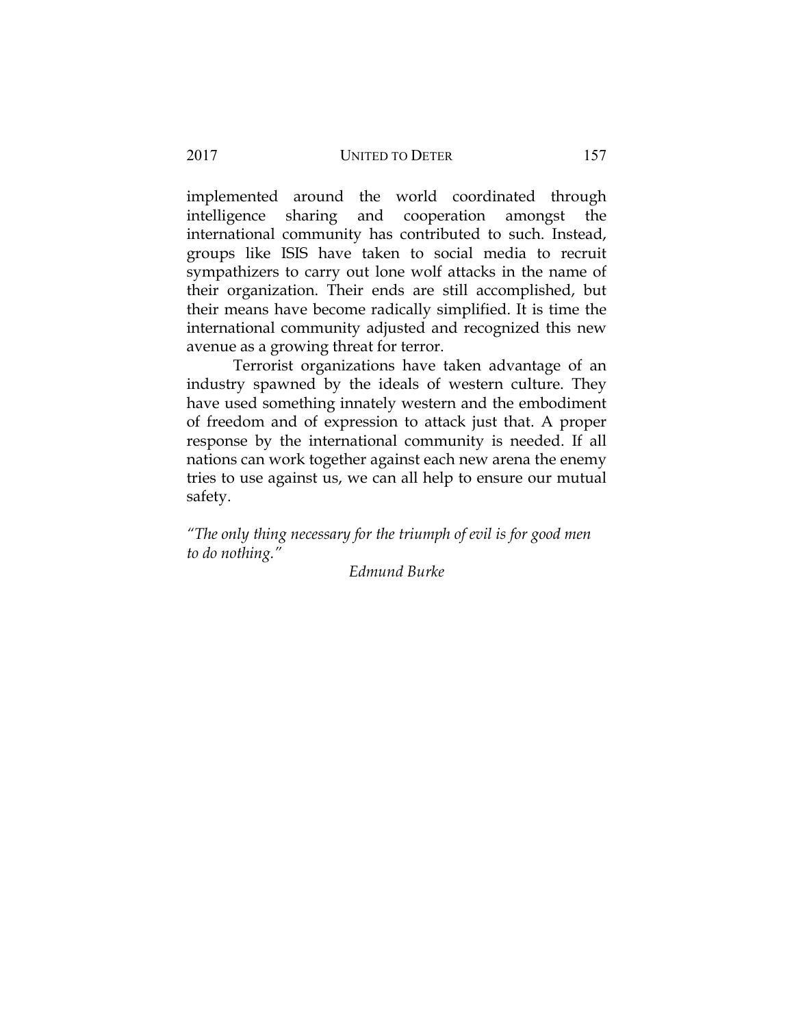implemented around the world coordinated through intelligence sharing and cooperation amongst the international community has contributed to such. Instead, groups like ISIS have taken to social media to recruit sympathizers to carry out lone wolf attacks in the name of their organization. Their ends are still accomplished, but their means have become radically simplified. It is time the international community adjusted and recognized this new avenue as a growing threat for terror.

Terrorist organizations have taken advantage of an industry spawned by the ideals of western culture. They have used something innately western and the embodiment of freedom and of expression to attack just that. A proper response by the international community is needed. If all nations can work together against each new arena the enemy tries to use against us, we can all help to ensure our mutual safety.

*"The only thing necessary for the triumph of evil is for good men to do nothing."*

*Edmund Burke*